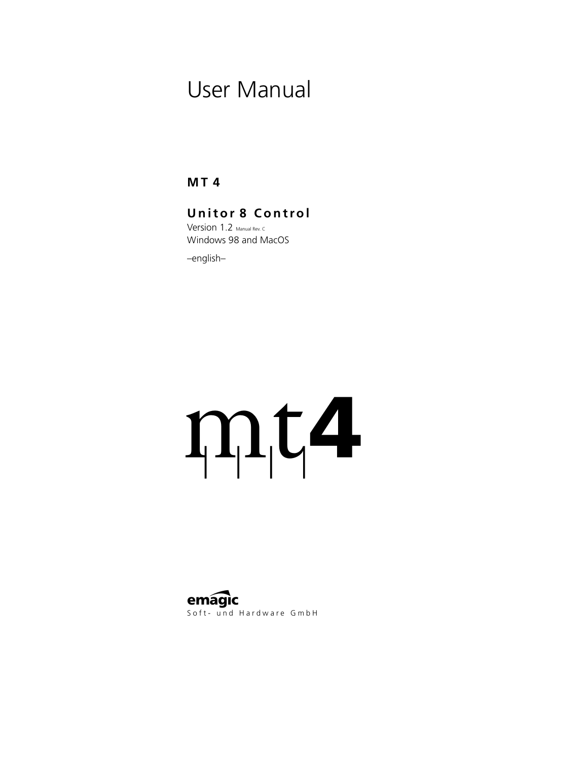# User Manual

**MT 4**

**Unitor 8 Control**

Version 1.2 Manual Rev. C

Windows 98 and MacOS

–english–

mt4

**emagic**

Soft- und Hardware GmbH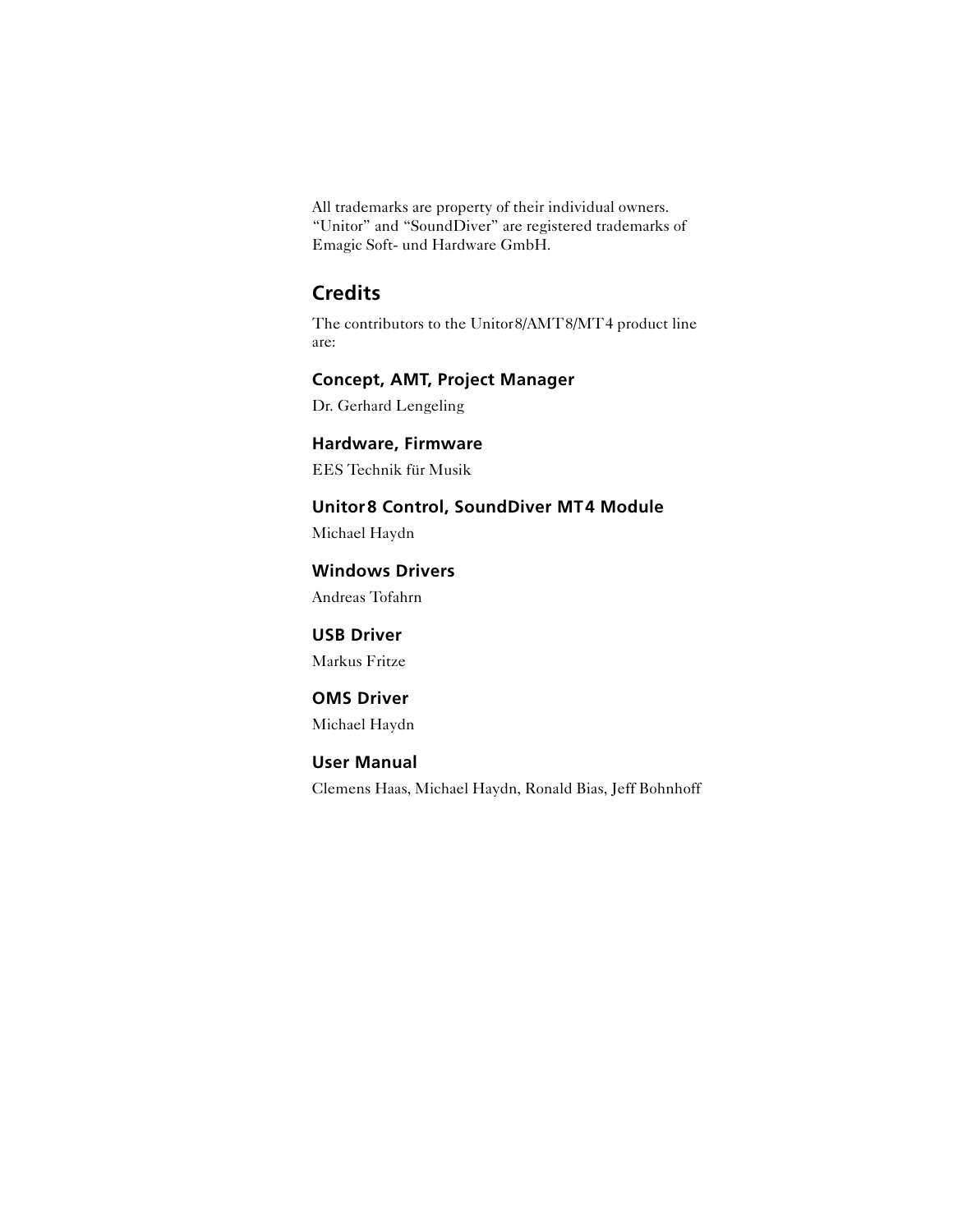All trademarks are property of their individual owners. "Unitor" and "SoundDiver" are registered trademarks of Emagic Soft- und Hardware GmbH.

## Credits

The contributors to the Unitor8/AMT8/MT4 product line are:

### Concept, AMT, Project Manager

Dr. Gerhard Lengeling

### Hardware, Firmware

EES Technik für Musik

### Unitor8 Control, SoundDiver MT4 Module

Michael Haydn

### Windows Drivers

Andreas Tofahrn

### USB Driver

Markus Fritze

### OMS Driver

Michael Haydn

### User Manual

Clemens Haas, Michael Haydn, Ronald Bias, Jeff Bohnhoff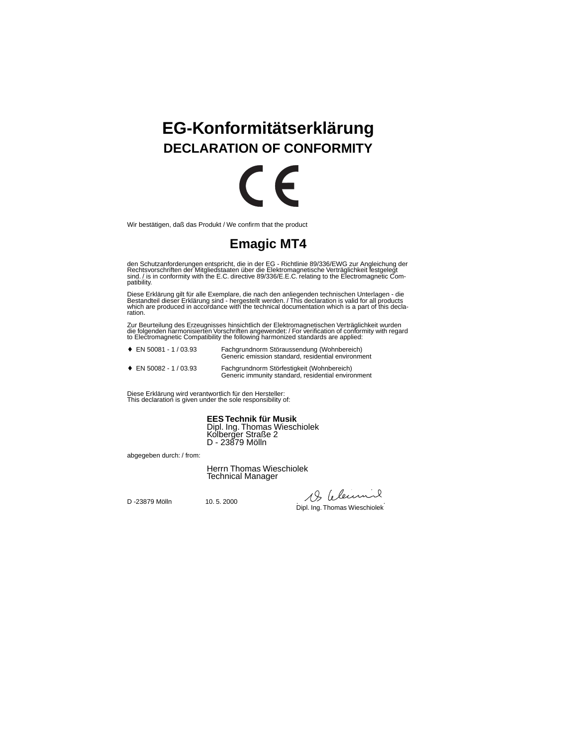# EG-Konformitätserklärung

## DECLARATION OF CONFORMITY

Wir bestätigen, daß das Produkt / We confirm that the product

## Emagic MT4

den Schutzanforderungen entspricht, die in der EG - Richtlinie 89/336/EWG zur Angleichung der Rechtsvorschriften der Mitgliedstaaten über die Elektromagnetische Verträglichkeit festgelegt sind. / is in conformity with the E.C. directive 89/336/E.E.C. relating to the Electromagnetic Compatibility.

Diese Erklärung gilt für alle Exemplare, die nach den anliegenden technischen Unterlagen - die Bestandteil dieser Erklärung sind - hergestellt werden. / This declaration is valid for all products which are produced in accordance with the technical documentation which is a part of this declaration.

Zur Beurteilung des Erzeugnisses hinsichtlich der Elektromagnetischen Verträglichkeit wurden die folgenden harmonisierten Vorschriften angewendet: / For verification of conformity with regard to Electromagnetic Compatibility the following harmonized standards are applied:

- ♦ EN 50081 - 1 / 03.93 — Fachgrundnorm Störaussendung (Wohnbereich)
  Generic emission standard, residential environment
- ♦ EN 50082 - 1 / 03.93 — Fachgrundnorm Störfestigkeit (Wohnbereich)
  Generic immunity standard, residential environment

Diese Erklärung wird verantwortlich für den Hersteller:
This declaration is given under the sole responsibility of:

**EES Technik für Musik**
Dipl. Ing. Thomas Wieschiolek
Kolberger Straße 2
D - 23879 Mölln

abgegeben durch: / from:

Herrn Thomas Wieschiolek
Technical Manager

D -23879 Mölln    10. 5. 2000

Dipl. Ing. Thomas Wieschiolek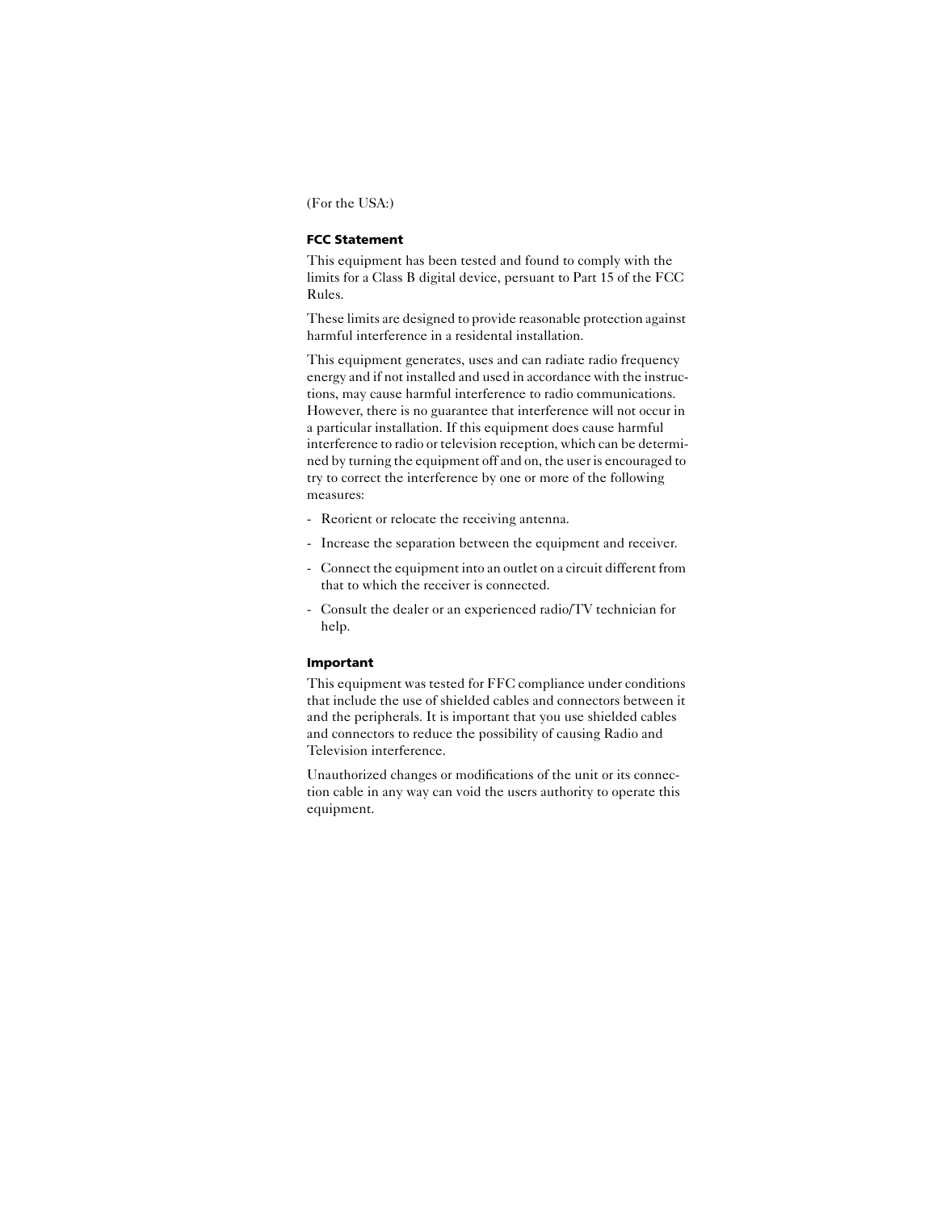(For the USA:)

### FCC Statement

This equipment has been tested and found to comply with the limits for a Class B digital device, persuant to Part 15 of the FCC Rules.

These limits are designed to provide reasonable protection against harmful interference in a residental installation.

This equipment generates, uses and can radiate radio frequency energy and if not installed and used in accordance with the instructions, may cause harmful interference to radio communications. However, there is no guarantee that interference will not occur in a particular installation. If this equipment does cause harmful interference to radio or television reception, which can be determined by turning the equipment off and on, the user is encouraged to try to correct the interference by one or more of the following measures:

- Reorient or relocate the receiving antenna.
- Increase the separation between the equipment and receiver.
- Connect the equipment into an outlet on a circuit different from that to which the receiver is connected.
- Consult the dealer or an experienced radio/TV technician for help.

### Important

This equipment was tested for FFC compliance under conditions that include the use of shielded cables and connectors between it and the peripherals. It is important that you use shielded cables and connectors to reduce the possibility of causing Radio and Television interference.

Unauthorized changes or modifications of the unit or its connection cable in any way can void the users authority to operate this equipment.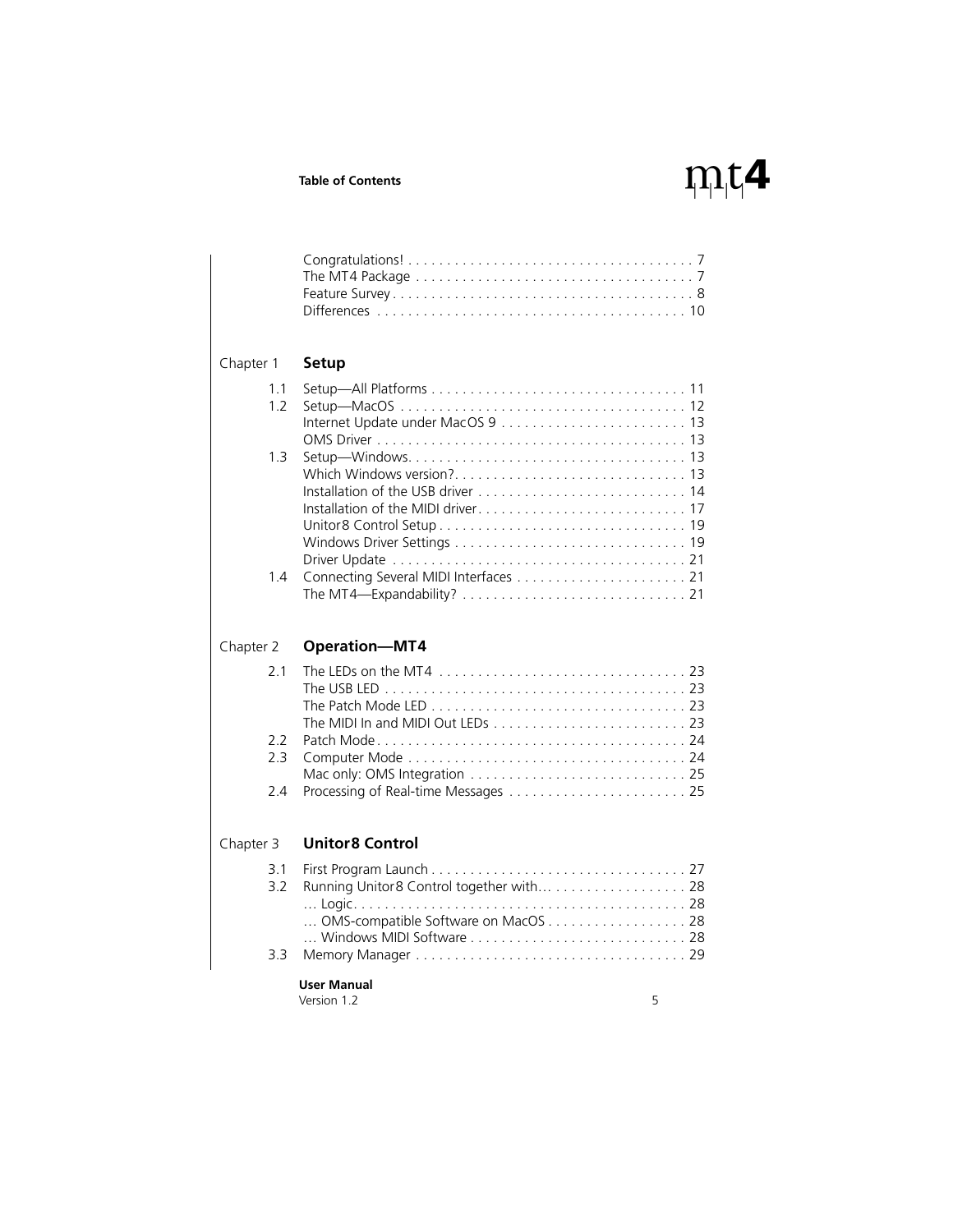| | | |
|---|---|---|
| | Congratulations! | 7 |
| | The MT4 Package | 7 |
| | Feature Survey | 8 |
| | Differences | 10 |

## Chapter 1 **Setup**

| | | |
|---|---|---|
| 1.1 | Setup—All Platforms | 11 |
| 1.2 | Setup—MacOS | 12 |
| | Internet Update under MacOS 9 | 13 |
| | OMS Driver | 13 |
| 1.3 | Setup—Windows | 13 |
| | Which Windows version? | 13 |
| | Installation of the USB driver | 14 |
| | Installation of the MIDI driver | 17 |
| | Unitor8 Control Setup | 19 |
| | Windows Driver Settings | 19 |
| | Driver Update | 21 |
| 1.4 | Connecting Several MIDI Interfaces | 21 |
| | The MT4—Expandability? | 21 |

## Chapter 2 **Operation—MT4**

| | | |
|---|---|---|
| 2.1 | The LEDs on the MT4 | 23 |
| | The USB LED | 23 |
| | The Patch Mode LED | 23 |
| | The MIDI In and MIDI Out LEDs | 23 |
| 2.2 | Patch Mode | 24 |
| 2.3 | Computer Mode | 24 |
| | Mac only: OMS Integration | 25 |
| 2.4 | Processing of Real-time Messages | 25 |

## Chapter 3 **Unitor8 Control**

| | | |
|---|---|---|
| 3.1 | First Program Launch | 27 |
| 3.2 | Running Unitor8 Control together with… | 28 |
| | … Logic | 28 |
| | … OMS-compatible Software on MacOS | 28 |
| | … Windows MIDI Software | 28 |
| 3.3 | Memory Manager | 29 |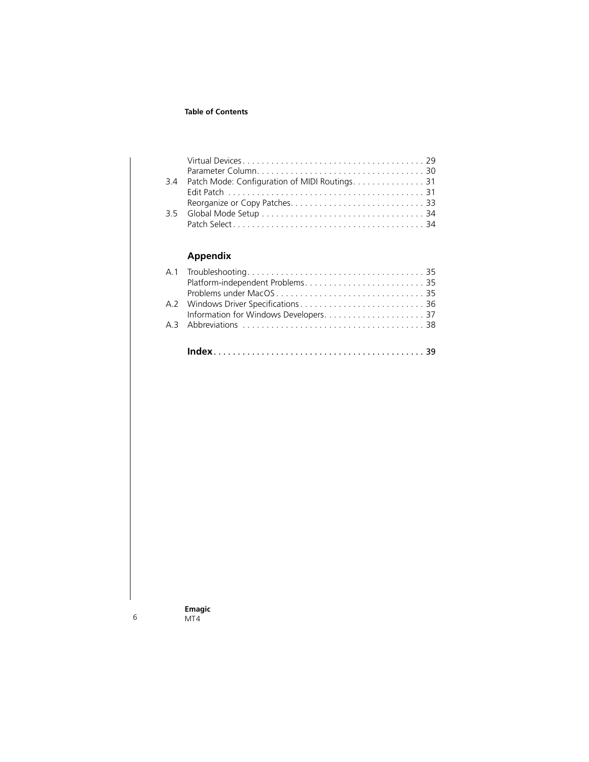| | | |
|---|---|---|
| | Virtual Devices | 29 |
| | Parameter Column | 30 |
| 3.4 | Patch Mode: Configuration of MIDI Routings | 31 |
| | Edit Patch | 31 |
| | Reorganize or Copy Patches | 33 |
| 3.5 | Global Mode Setup | 34 |
| | Patch Select | 34 |

## Appendix

| | | |
|---|---|---|
| A.1 | Troubleshooting | 35 |
| | Platform-independent Problems | 35 |
| | Problems under MacOS | 35 |
| A.2 | Windows Driver Specifications | 36 |
| | Information for Windows Developers | 37 |
| A.3 | Abbreviations | 38 |

**Index** . . . . . . . . . . . . . . . . . . . . . . . . . . . . . . . . . . . . . . . . . . . 39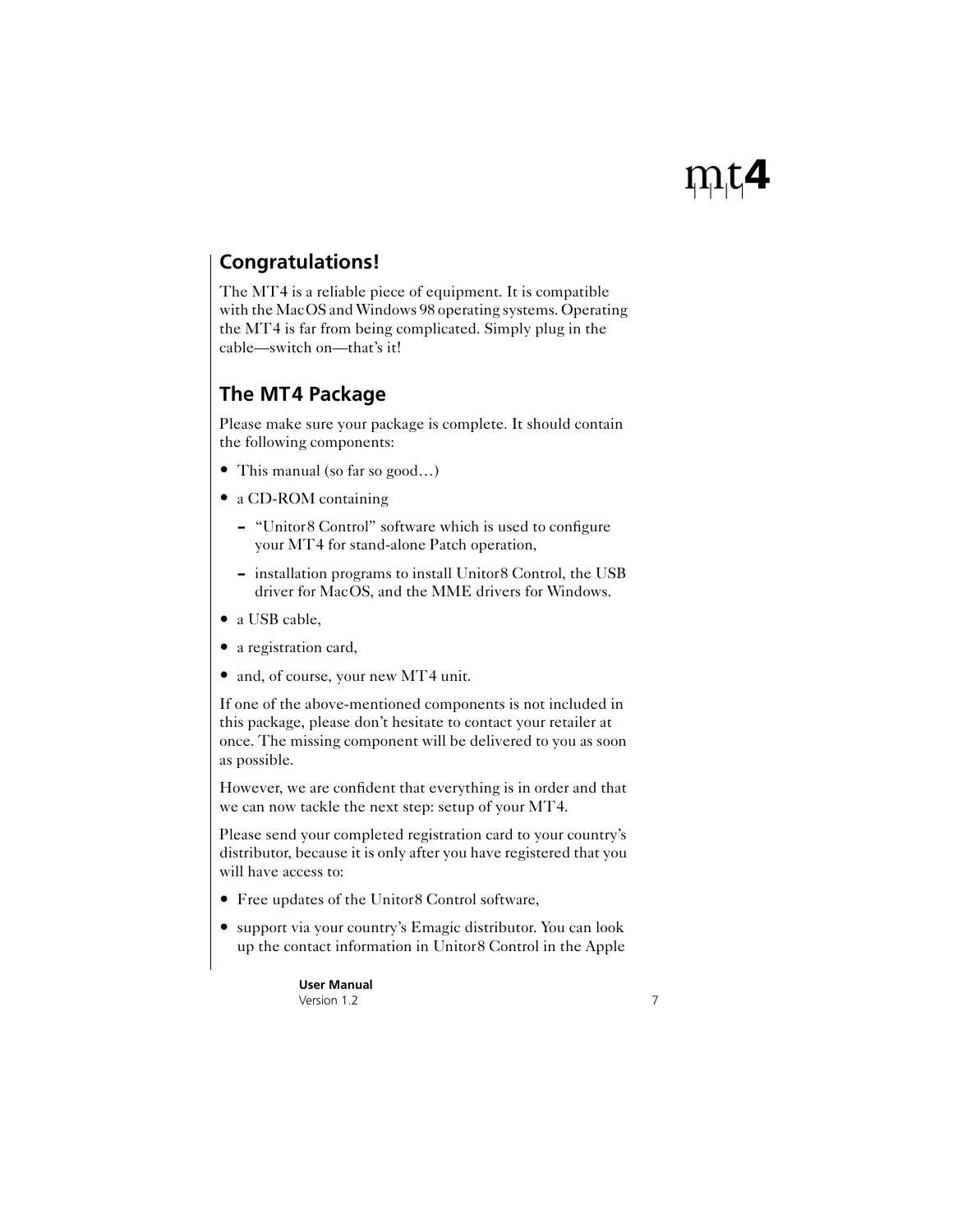## Congratulations!

The MT4 is a reliable piece of equipment. It is compatible with the MacOS and Windows 98 operating systems. Operating the MT4 is far from being complicated. Simply plug in the cable—switch on—that's it!

## The MT4 Package

Please make sure your package is complete. It should contain the following components:

- This manual (so far so good…)
- a CD-ROM containing
  - "Unitor8 Control" software which is used to configure your MT4 for stand-alone Patch operation,
  - installation programs to install Unitor8 Control, the USB driver for MacOS, and the MME drivers for Windows.
- a USB cable,
- a registration card,
- and, of course, your new MT4 unit.

If one of the above-mentioned components is not included in this package, please don't hesitate to contact your retailer at once. The missing component will be delivered to you as soon as possible.

However, we are confident that everything is in order and that we can now tackle the next step: setup of your MT4.

Please send your completed registration card to your country's distributor, because it is only after you have registered that you will have access to:

- Free updates of the Unitor8 Control software,
- support via your country's Emagic distributor. You can look up the contact information in Unitor8 Control in the Apple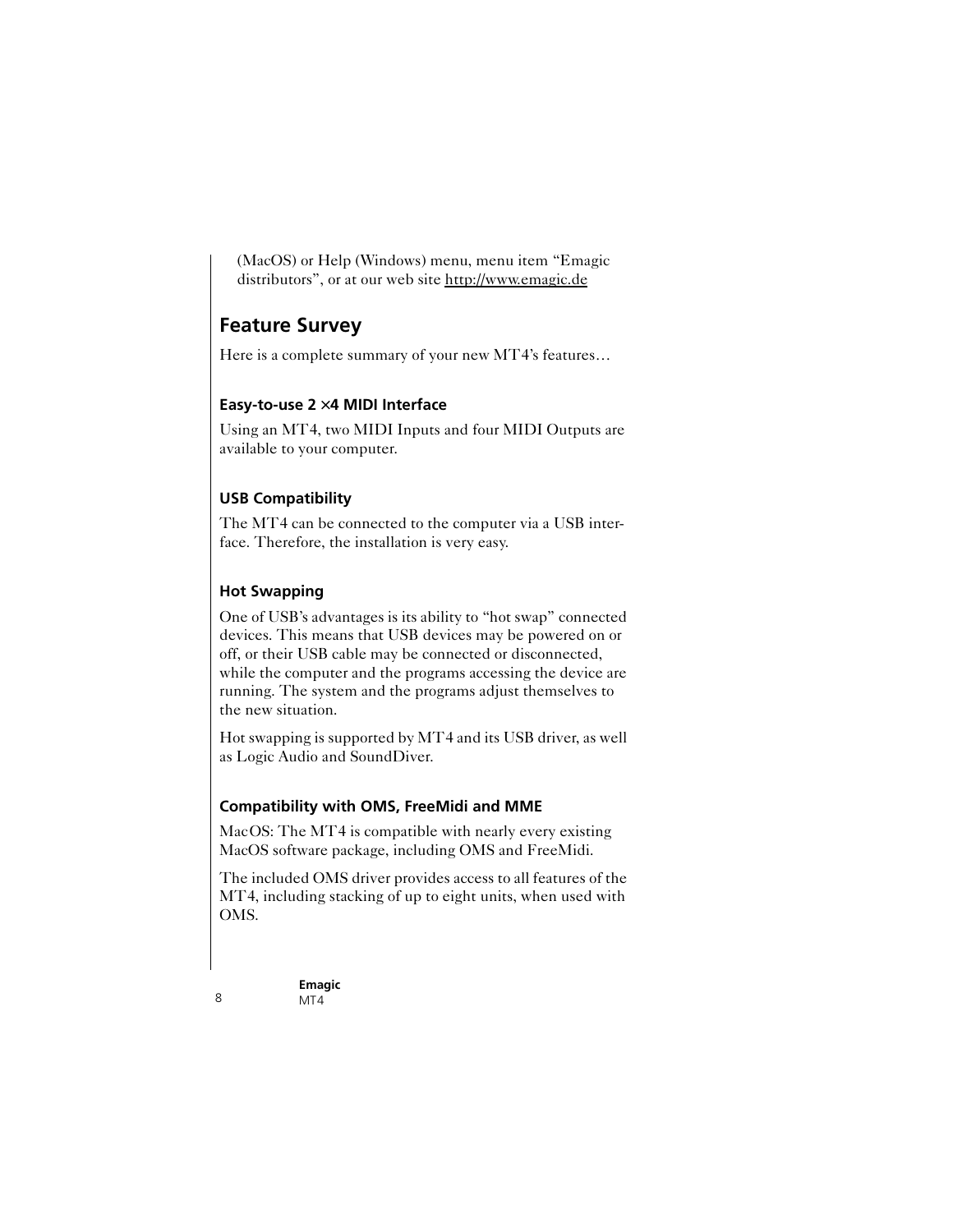(MacOS) or Help (Windows) menu, menu item “Emagic distributors”, or at our web site http://www.emagic.de

## Feature Survey

Here is a complete summary of your new MT4’s features…

### Easy-to-use 2 ×4 MIDI Interface

Using an MT4, two MIDI Inputs and four MIDI Outputs are available to your computer.

### USB Compatibility

The MT4 can be connected to the computer via a USB interface. Therefore, the installation is very easy.

### Hot Swapping

One of USB’s advantages is its ability to “hot swap” connected devices. This means that USB devices may be powered on or off, or their USB cable may be connected or disconnected, while the computer and the programs accessing the device are running. The system and the programs adjust themselves to the new situation.

Hot swapping is supported by MT4 and its USB driver, as well as Logic Audio and SoundDiver.

### Compatibility with OMS, FreeMidi and MME

MacOS: The MT4 is compatible with nearly every existing MacOS software package, including OMS and FreeMidi.

The included OMS driver provides access to all features of the MT4, including stacking of up to eight units, when used with OMS.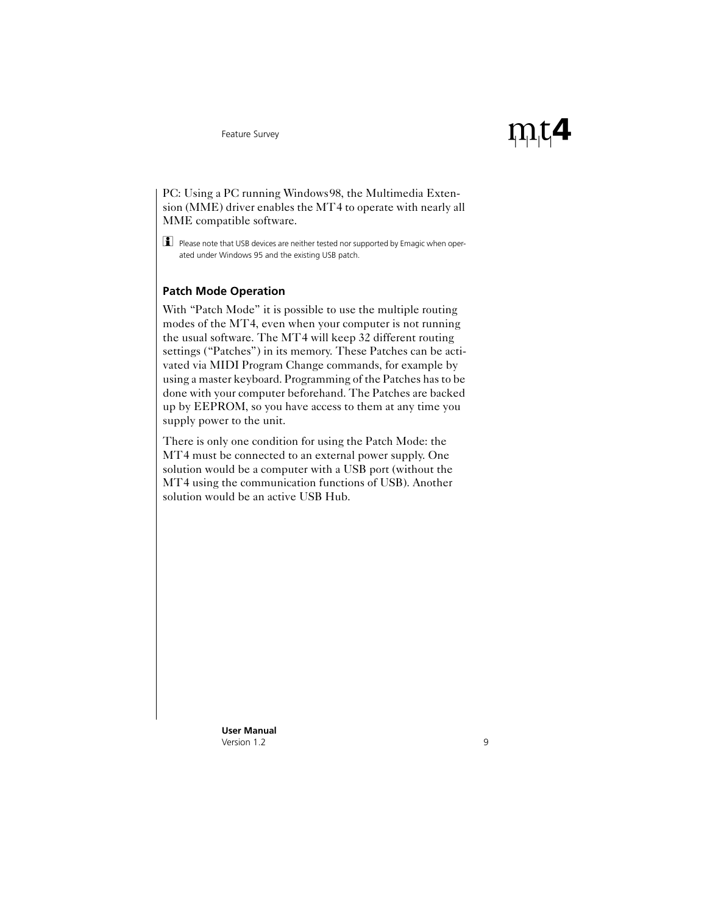PC: Using a PC running Windows98, the Multimedia Extension (MME) driver enables the MT4 to operate with nearly all MME compatible software.

Please note that USB devices are neither tested nor supported by Emagic when operated under Windows 95 and the existing USB patch.

### Patch Mode Operation

With “Patch Mode” it is possible to use the multiple routing modes of the MT4, even when your computer is not running the usual software. The MT4 will keep 32 different routing settings (“Patches”) in its memory. These Patches can be activated via MIDI Program Change commands, for example by using a master keyboard. Programming of the Patches has to be done with your computer beforehand. The Patches are backed up by EEPROM, so you have access to them at any time you supply power to the unit.

There is only one condition for using the Patch Mode: the MT4 must be connected to an external power supply. One solution would be a computer with a USB port (without the MT4 using the communication functions of USB). Another solution would be an active USB Hub.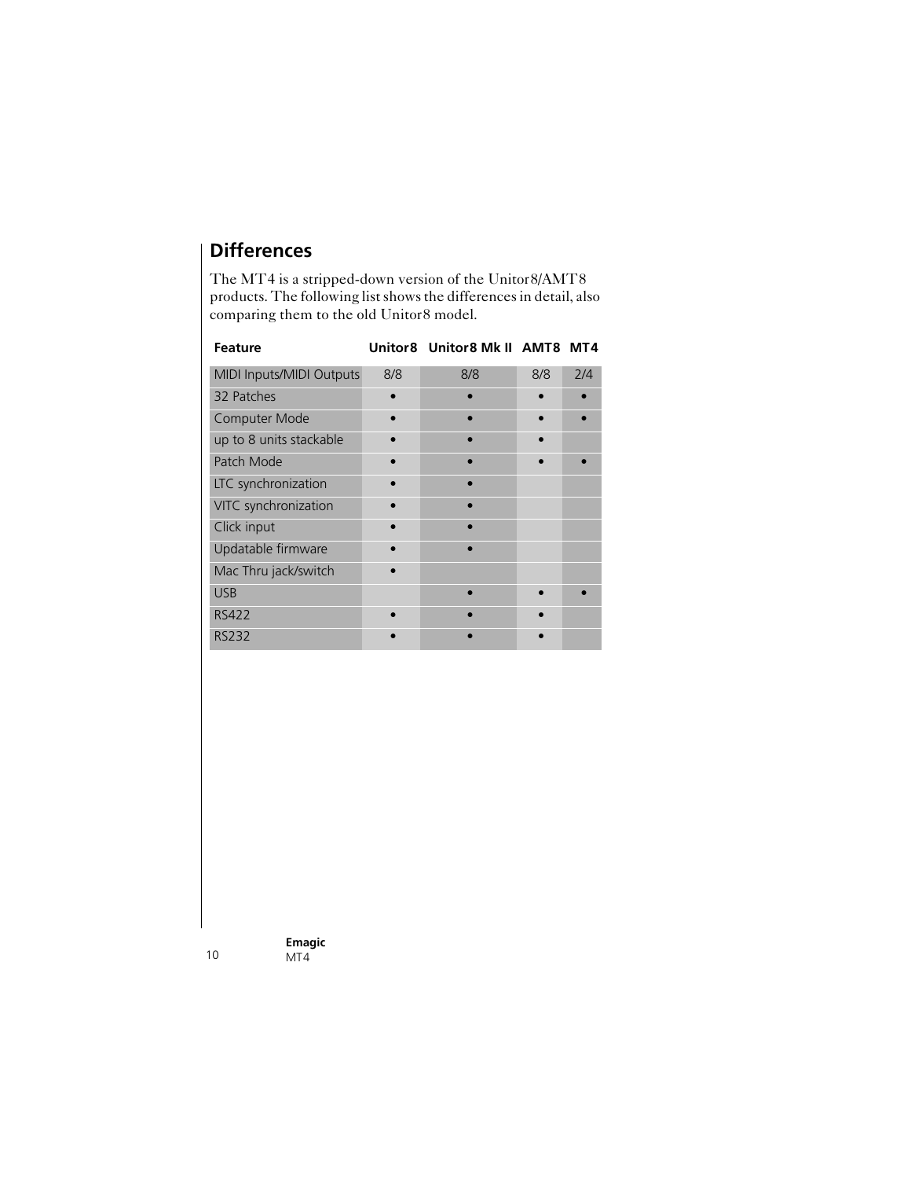## Differences

The MT4 is a stripped-down version of the Unitor8/AMT8 products. The following list shows the differences in detail, also comparing them to the old Unitor8 model.

| Feature | Unitor8 | Unitor8 Mk II | AMT8 | MT4 |
|---|---|---|---|---|
| MIDI Inputs/MIDI Outputs | 8/8 | 8/8 | 8/8 | 2/4 |
| 32 Patches | • | • | • | • |
| Computer Mode | • | • | • | • |
| up to 8 units stackable | • | • | • | |
| Patch Mode | • | • | • | • |
| LTC synchronization | • | • | | |
| VITC synchronization | • | • | | |
| Click input | • | • | | |
| Updatable firmware | • | • | | |
| Mac Thru jack/switch | • | | | |
| USB | | • | • | • |
| RS422 | • | • | • | |
| RS232 | • | • | • | |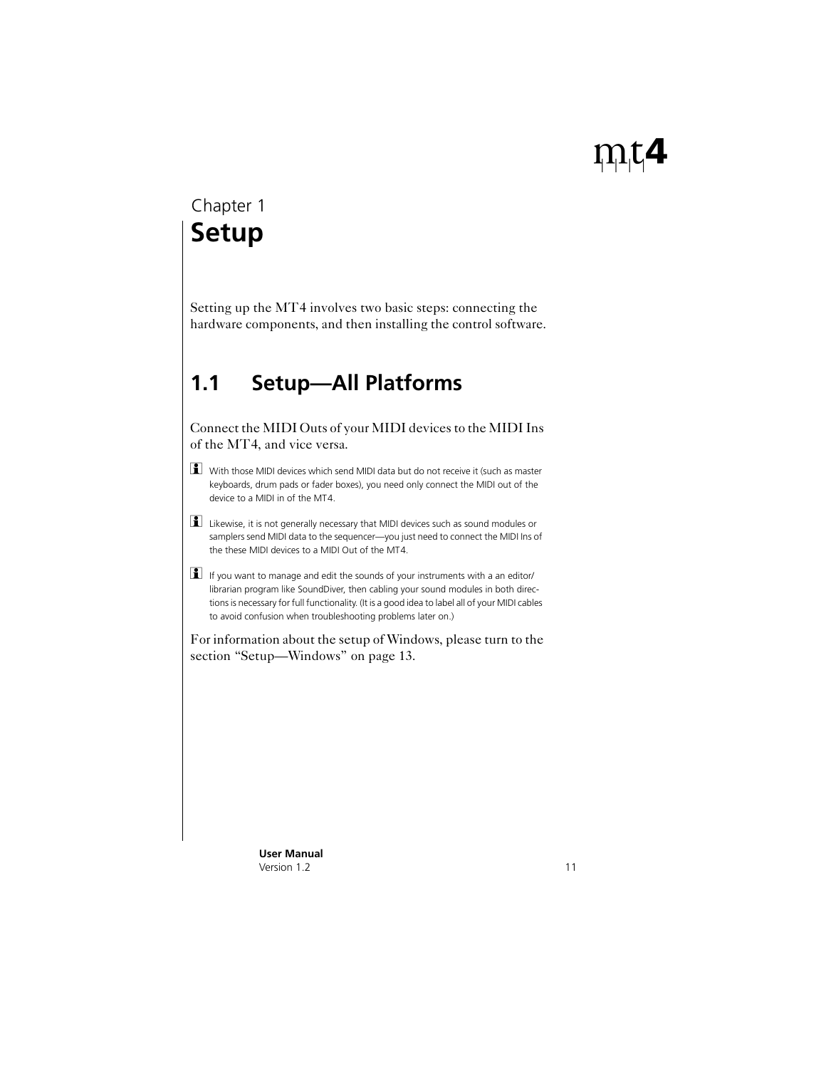Chapter 1

# Setup

Setting up the MT4 involves two basic steps: connecting the hardware components, and then installing the control software.

## 1.1 Setup—All Platforms

Connect the MIDI Outs of your MIDI devices to the MIDI Ins of the MT4, and vice versa.

With those MIDI devices which send MIDI data but do not receive it (such as master keyboards, drum pads or fader boxes), you need only connect the MIDI out of the device to a MIDI in of the MT4.

Likewise, it is not generally necessary that MIDI devices such as sound modules or samplers send MIDI data to the sequencer—you just need to connect the MIDI Ins of the these MIDI devices to a MIDI Out of the MT4.

If you want to manage and edit the sounds of your instruments with a an editor/librarian program like SoundDiver, then cabling your sound modules in both directions is necessary for full functionality. (It is a good idea to label all of your MIDI cables to avoid confusion when troubleshooting problems later on.)

For information about the setup of Windows, please turn to the section "Setup—Windows" on page 13.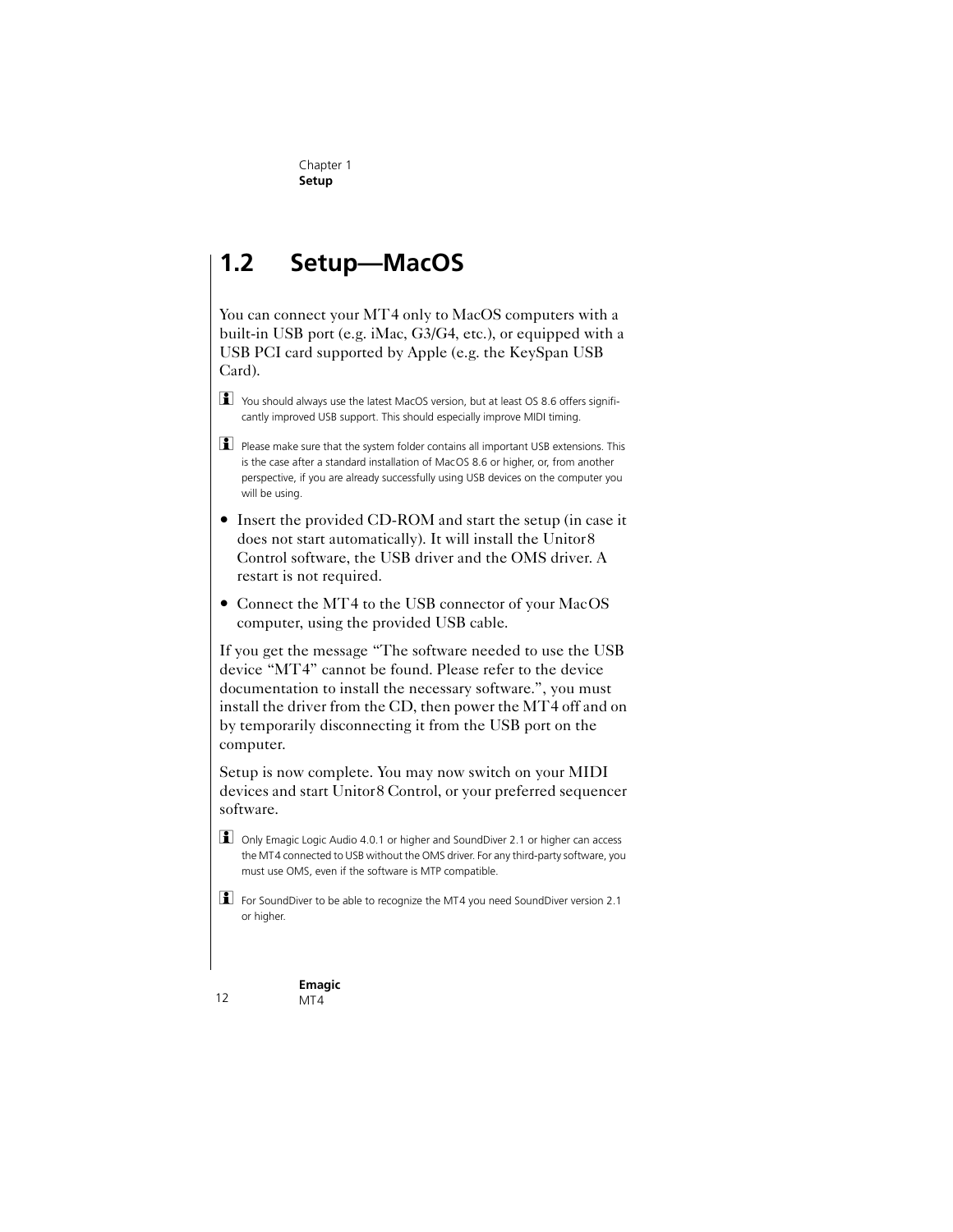## 1.2 Setup—MacOS

You can connect your MT4 only to MacOS computers with a built-in USB port (e.g. iMac, G3/G4, etc.), or equipped with a USB PCI card supported by Apple (e.g. the KeySpan USB Card).

> You should always use the latest MacOS version, but at least OS 8.6 offers significantly improved USB support. This should especially improve MIDI timing.

> Please make sure that the system folder contains all important USB extensions. This is the case after a standard installation of MacOS 8.6 or higher, or, from another perspective, if you are already successfully using USB devices on the computer you will be using.

- Insert the provided CD-ROM and start the setup (in case it does not start automatically). It will install the Unitor8 Control software, the USB driver and the OMS driver. A restart is not required.
- Connect the MT4 to the USB connector of your MacOS computer, using the provided USB cable.

If you get the message "The software needed to use the USB device "MT4" cannot be found. Please refer to the device documentation to install the necessary software.", you must install the driver from the CD, then power the MT4 off and on by temporarily disconnecting it from the USB port on the computer.

Setup is now complete. You may now switch on your MIDI devices and start Unitor8 Control, or your preferred sequencer software.

> Only Emagic Logic Audio 4.0.1 or higher and SoundDiver 2.1 or higher can access the MT4 connected to USB without the OMS driver. For any third-party software, you must use OMS, even if the software is MTP compatible.

> For SoundDiver to be able to recognize the MT4 you need SoundDiver version 2.1 or higher.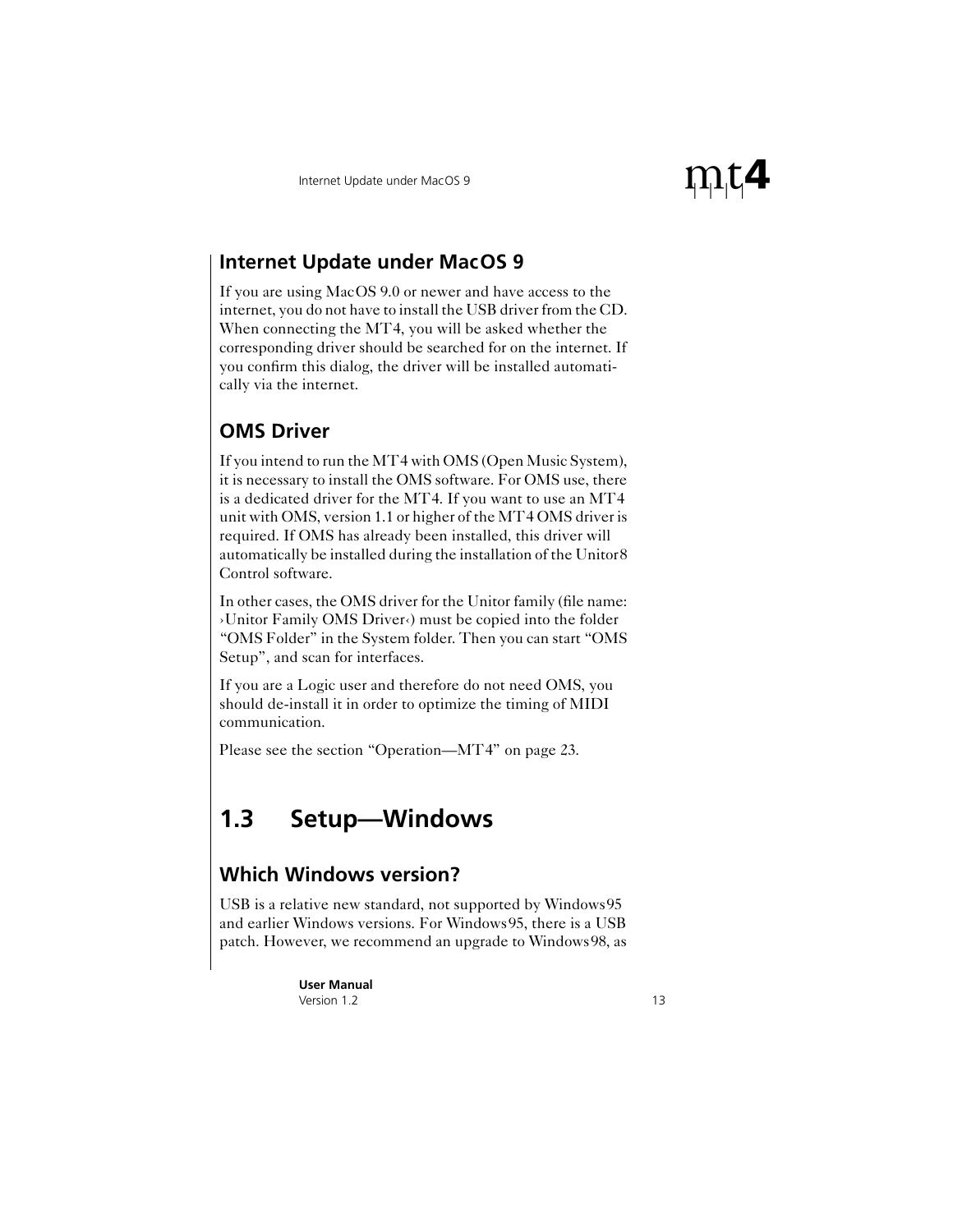## Internet Update under MacOS 9

If you are using MacOS 9.0 or newer and have access to the internet, you do not have to install the USB driver from the CD. When connecting the MT4, you will be asked whether the corresponding driver should be searched for on the internet. If you confirm this dialog, the driver will be installed automatically via the internet.

## OMS Driver

If you intend to run the MT4 with OMS (Open Music System), it is necessary to install the OMS software. For OMS use, there is a dedicated driver for the MT4. If you want to use an MT4 unit with OMS, version 1.1 or higher of the MT4 OMS driver is required. If OMS has already been installed, this driver will automatically be installed during the installation of the Unitor8 Control software.

In other cases, the OMS driver for the Unitor family (file name: ›Unitor Family OMS Driver‹) must be copied into the folder “OMS Folder” in the System folder. Then you can start “OMS Setup”, and scan for interfaces.

If you are a Logic user and therefore do not need OMS, you should de-install it in order to optimize the timing of MIDI communication.

Please see the section “Operation—MT4” on page 23.

# 1.3 Setup—Windows

## Which Windows version?

USB is a relative new standard, not supported by Windows95 and earlier Windows versions. For Windows95, there is a USB patch. However, we recommend an upgrade to Windows98, as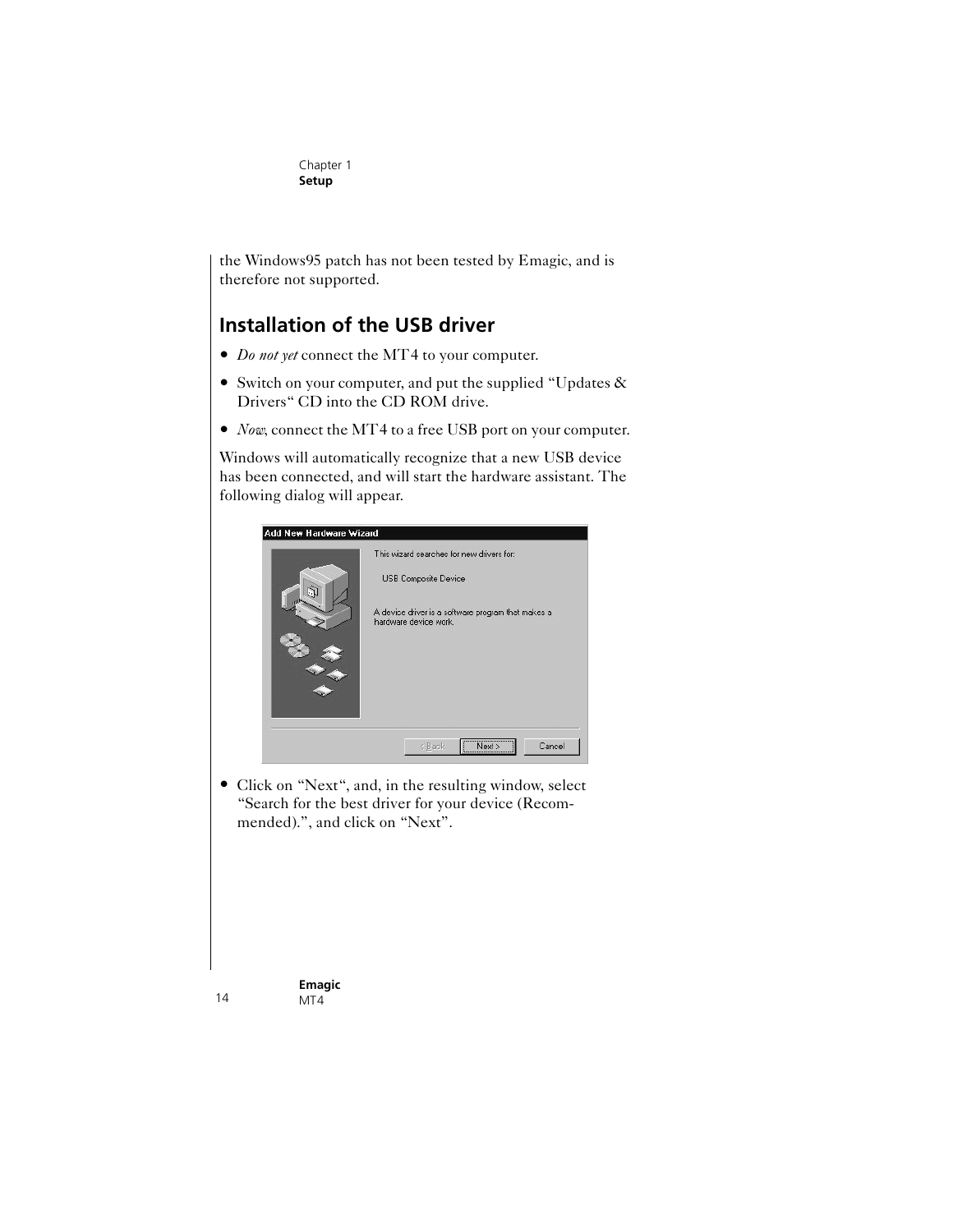the Windows95 patch has not been tested by Emagic, and is therefore not supported.

## Installation of the USB driver

- *Do not yet* connect the MT4 to your computer.
- Switch on your computer, and put the supplied "Updates & Drivers" CD into the CD ROM drive.
- *Now*, connect the MT4 to a free USB port on your computer.

Windows will automatically recognize that a new USB device has been connected, and will start the hardware assistant. The following dialog will appear.

- Click on "Next", and, in the resulting window, select "Search for the best driver for your device (Recommended).", and click on "Next".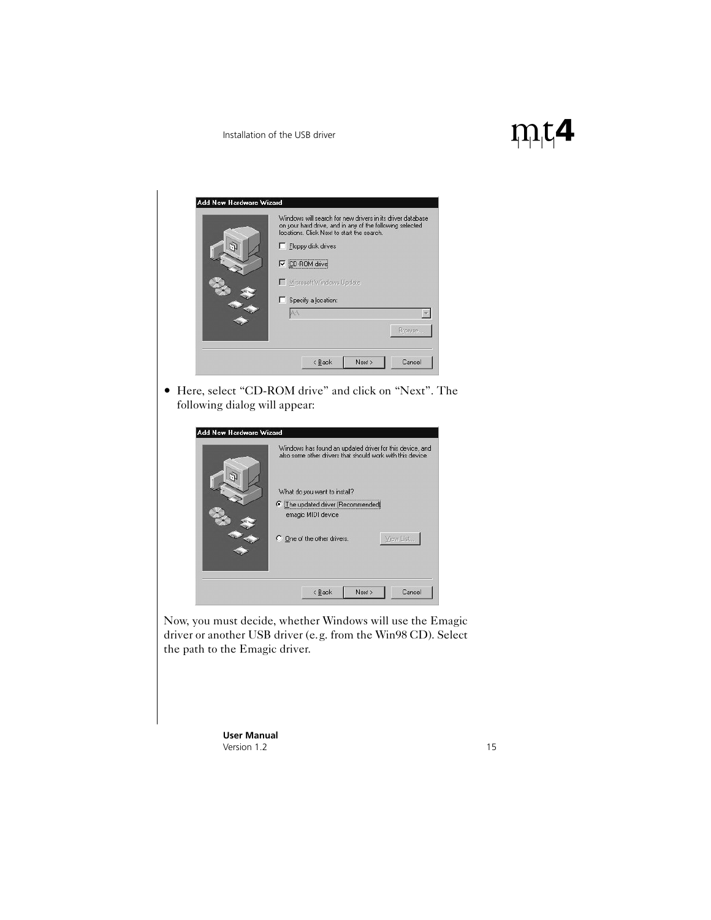Add New Hardware Wizard

Windows will search for new drivers in its driver database on your hard drive, and in any of the following selected locations. Click Next to start the search.

- [ ] Floppy disk drives
- [x] CD-ROM drive
- [ ] Microsoft Windows Update
- [ ] Specify a location:

A:\

Browse...

< Back | Next > | Cancel

- Here, select "CD-ROM drive" and click on "Next". The following dialog will appear:

Add New Hardware Wizard

Windows has found an updated driver for this device, and also some other drivers that should work with this device.

What do you want to install?

- (•) The updated driver (Recommended)
  emagic MIDI device
- ( ) One of the other drivers. View List...

< Back | Next > | Cancel

Now, you must decide, whether Windows will use the Emagic driver or another USB driver (e.g. from the Win98 CD). Select the path to the Emagic driver.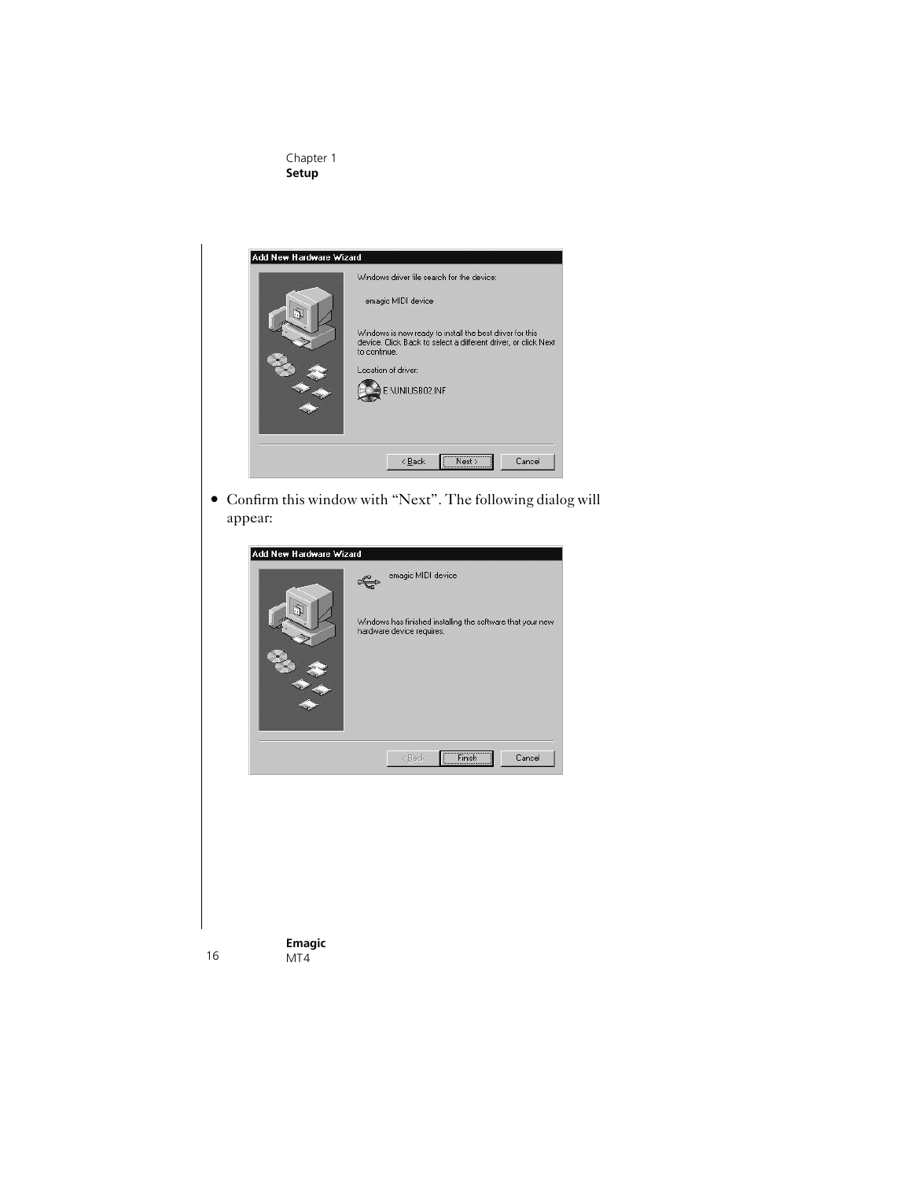- Confirm this window with “Next”. The following dialog will appear: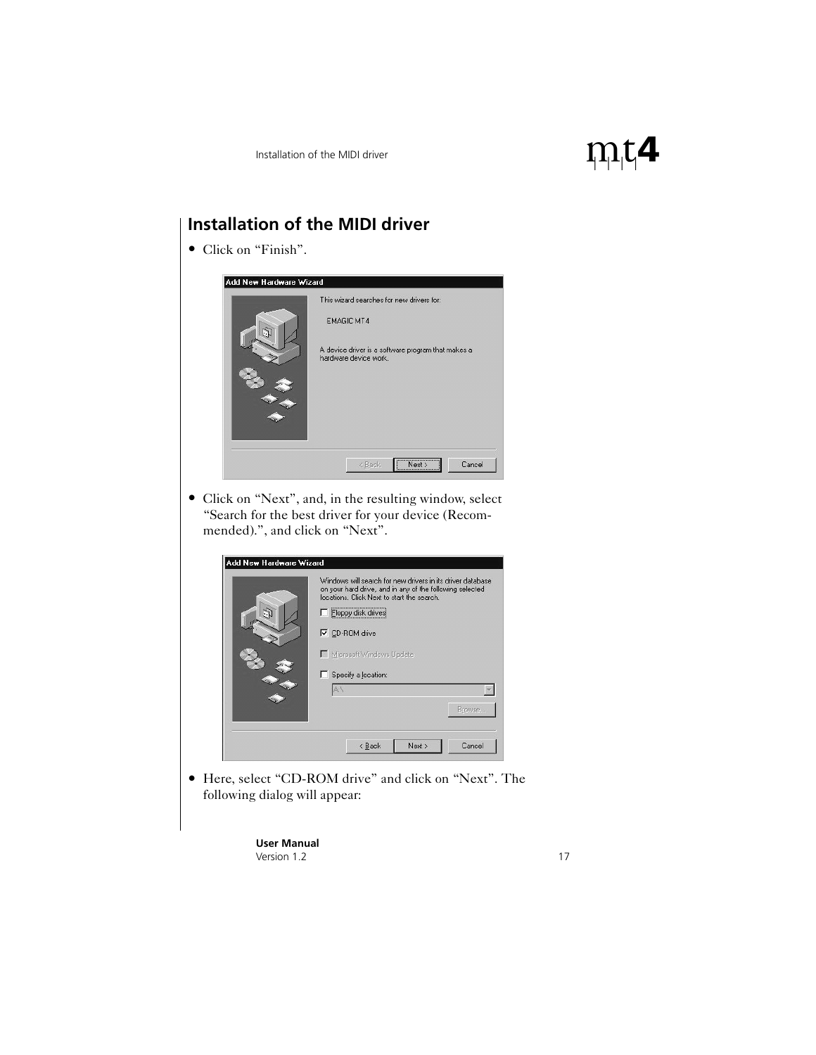## Installation of the MIDI driver

- Click on “Finish”.

- Click on “Next”, and, in the resulting window, select “Search for the best driver for your device (Recommended).”, and click on “Next”.

- Here, select “CD-ROM drive” and click on “Next”. The following dialog will appear: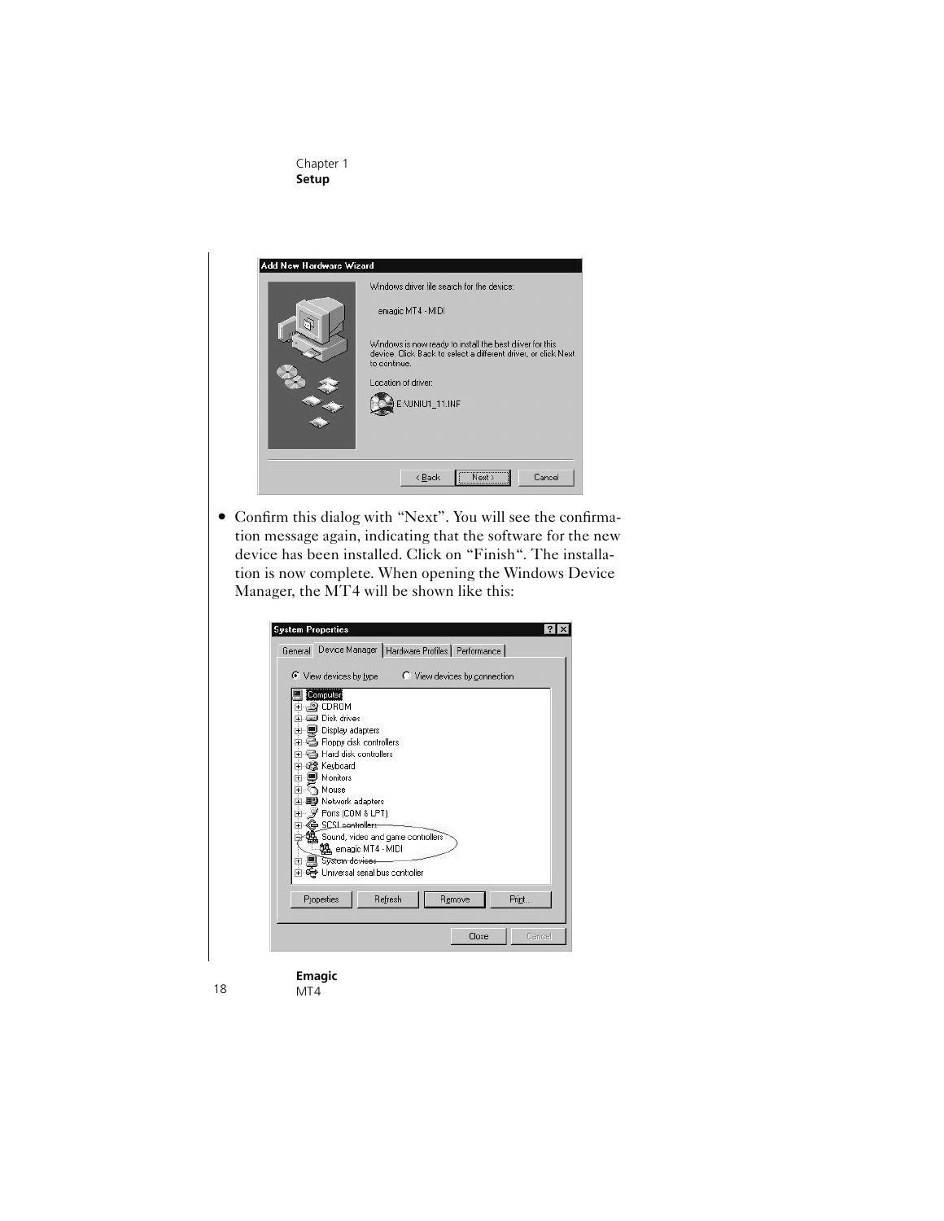- Confirm this dialog with “Next”. You will see the confirmation message again, indicating that the software for the new device has been installed. Click on “Finish“. The installation is now complete. When opening the Windows Device Manager, the MT4 will be shown like this: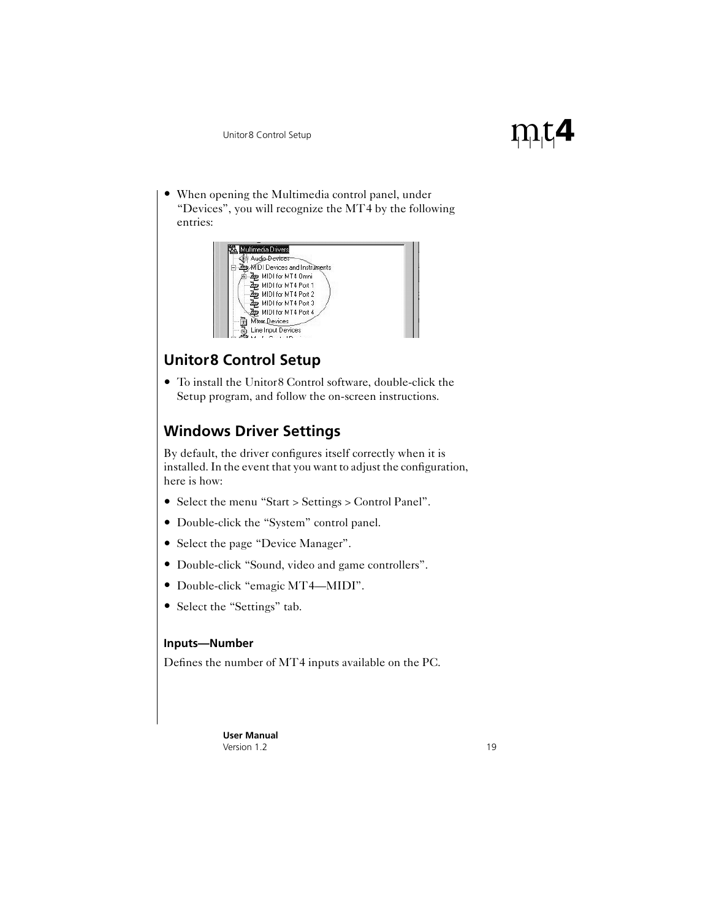- When opening the Multimedia control panel, under "Devices", you will recognize the MT4 by the following entries:

## Unitor8 Control Setup

- To install the Unitor8 Control software, double-click the Setup program, and follow the on-screen instructions.

## Windows Driver Settings

By default, the driver configures itself correctly when it is installed. In the event that you want to adjust the configuration, here is how:

- Select the menu "Start > Settings > Control Panel".
- Double-click the "System" control panel.
- Select the page "Device Manager".
- Double-click "Sound, video and game controllers".
- Double-click "emagic MT4—MIDI".
- Select the "Settings" tab.

### Inputs—Number

Defines the number of MT4 inputs available on the PC.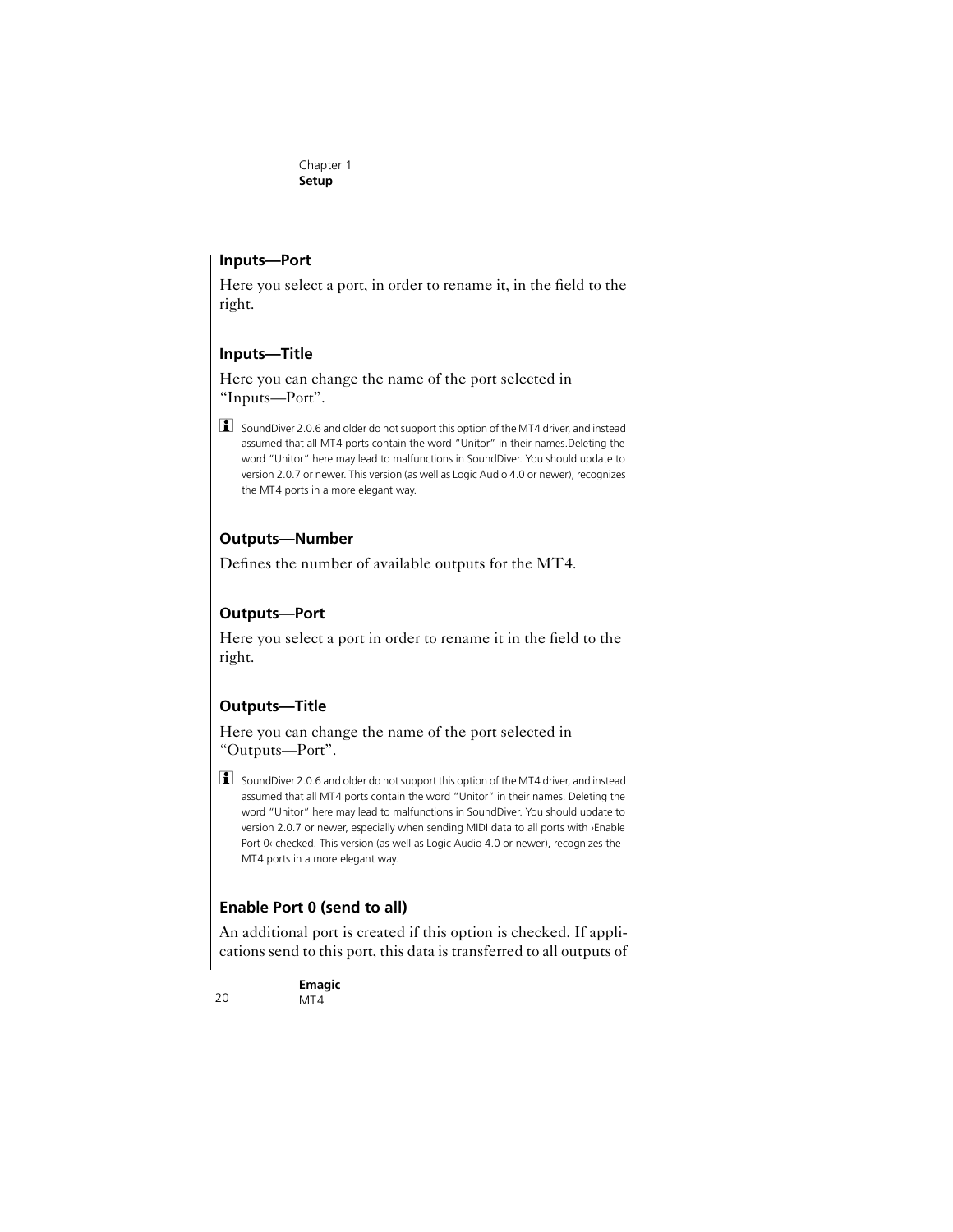### Inputs—Port

Here you select a port, in order to rename it, in the field to the right.

### Inputs—Title

Here you can change the name of the port selected in “Inputs—Port”.

SoundDiver 2.0.6 and older do not support this option of the MT4 driver, and instead assumed that all MT4 ports contain the word “Unitor” in their names.Deleting the word “Unitor” here may lead to malfunctions in SoundDiver. You should update to version 2.0.7 or newer. This version (as well as Logic Audio 4.0 or newer), recognizes the MT4 ports in a more elegant way.

### Outputs—Number

Defines the number of available outputs for the MT4.

### Outputs—Port

Here you select a port in order to rename it in the field to the right.

### Outputs—Title

Here you can change the name of the port selected in “Outputs—Port”.

SoundDiver 2.0.6 and older do not support this option of the MT4 driver, and instead assumed that all MT4 ports contain the word “Unitor” in their names. Deleting the word “Unitor” here may lead to malfunctions in SoundDiver. You should update to version 2.0.7 or newer, especially when sending MIDI data to all ports with ›Enable Port 0‹ checked. This version (as well as Logic Audio 4.0 or newer), recognizes the MT4 ports in a more elegant way.

### Enable Port 0 (send to all)

An additional port is created if this option is checked. If applications send to this port, this data is transferred to all outputs of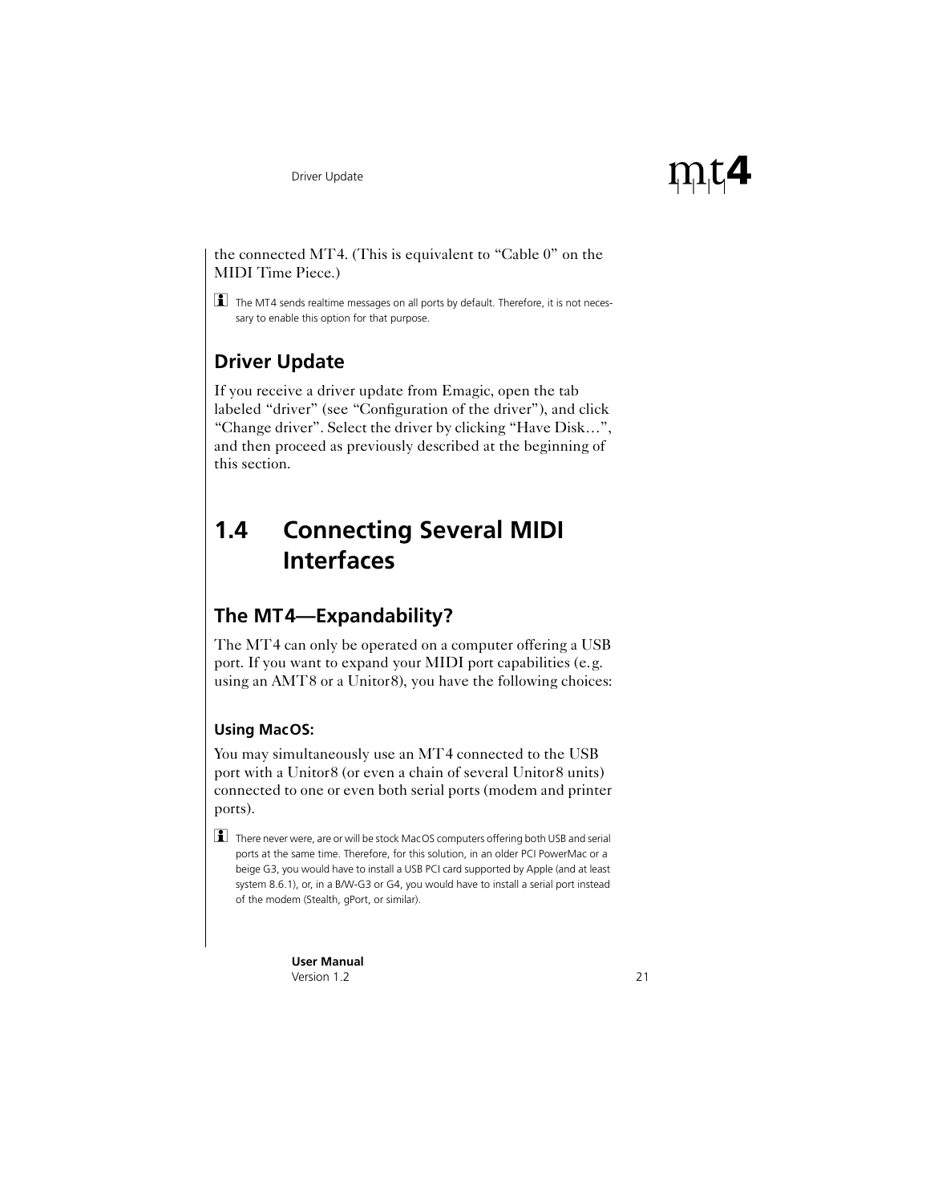the connected MT4. (This is equivalent to “Cable 0” on the MIDI Time Piece.)

The MT4 sends realtime messages on all ports by default. Therefore, it is not necessary to enable this option for that purpose.

### Driver Update

If you receive a driver update from Emagic, open the tab labeled “driver” (see “Configuration of the driver”), and click “Change driver”. Select the driver by clicking “Have Disk…”, and then proceed as previously described at the beginning of this section.

## 1.4 Connecting Several MIDI Interfaces

### The MT4—Expandability?

The MT4 can only be operated on a computer offering a USB port. If you want to expand your MIDI port capabilities (e.g. using an AMT8 or a Unitor8), you have the following choices:

#### Using MacOS:

You may simultaneously use an MT4 connected to the USB port with a Unitor8 (or even a chain of several Unitor8 units) connected to one or even both serial ports (modem and printer ports).

There never were, are or will be stock MacOS computers offering both USB and serial ports at the same time. Therefore, for this solution, in an older PCI PowerMac or a beige G3, you would have to install a USB PCI card supported by Apple (and at least system 8.6.1), or, in a B/W-G3 or G4, you would have to install a serial port instead of the modem (Stealth, gPort, or similar).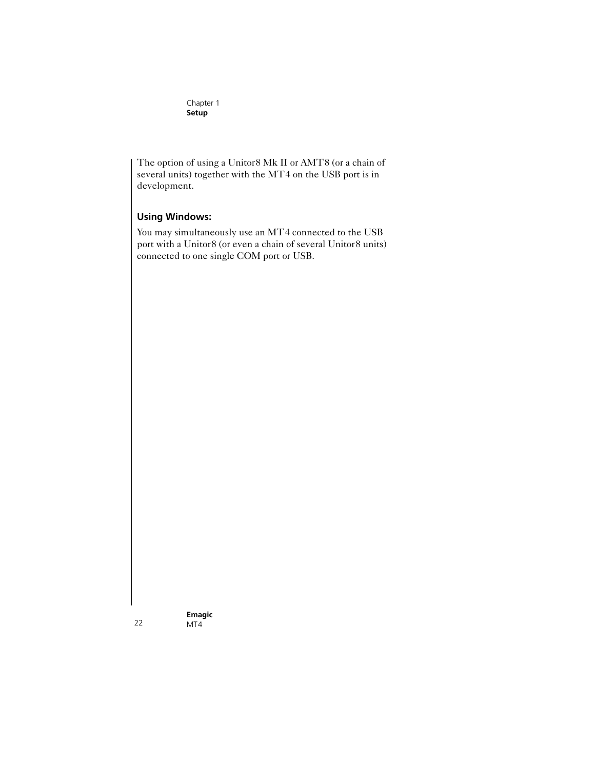The option of using a Unitor8 Mk II or AMT8 (or a chain of several units) together with the MT4 on the USB port is in development.

### Using Windows:

You may simultaneously use an MT4 connected to the USB port with a Unitor8 (or even a chain of several Unitor8 units) connected to one single COM port or USB.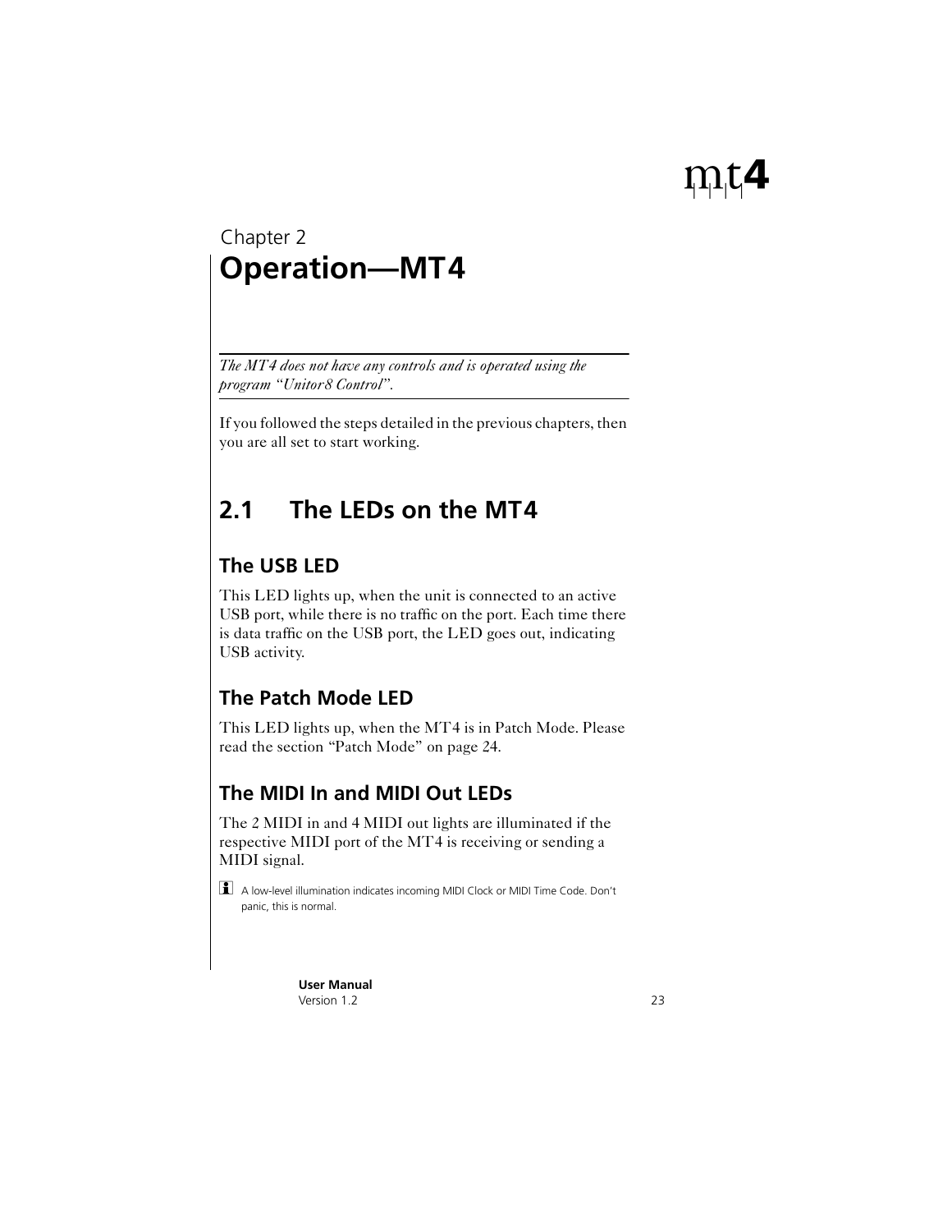Chapter 2

# Operation—MT4

*The MT4 does not have any controls and is operated using the program "Unitor8 Control".*

If you followed the steps detailed in the previous chapters, then you are all set to start working.

## 2.1 The LEDs on the MT4

### The USB LED

This LED lights up, when the unit is connected to an active USB port, while there is no traffic on the port. Each time there is data traffic on the USB port, the LED goes out, indicating USB activity.

### The Patch Mode LED

This LED lights up, when the MT4 is in Patch Mode. Please read the section "Patch Mode" on page 24.

### The MIDI In and MIDI Out LEDs

The 2 MIDI in and 4 MIDI out lights are illuminated if the respective MIDI port of the MT4 is receiving or sending a MIDI signal.

A low-level illumination indicates incoming MIDI Clock or MIDI Time Code. Don't panic, this is normal.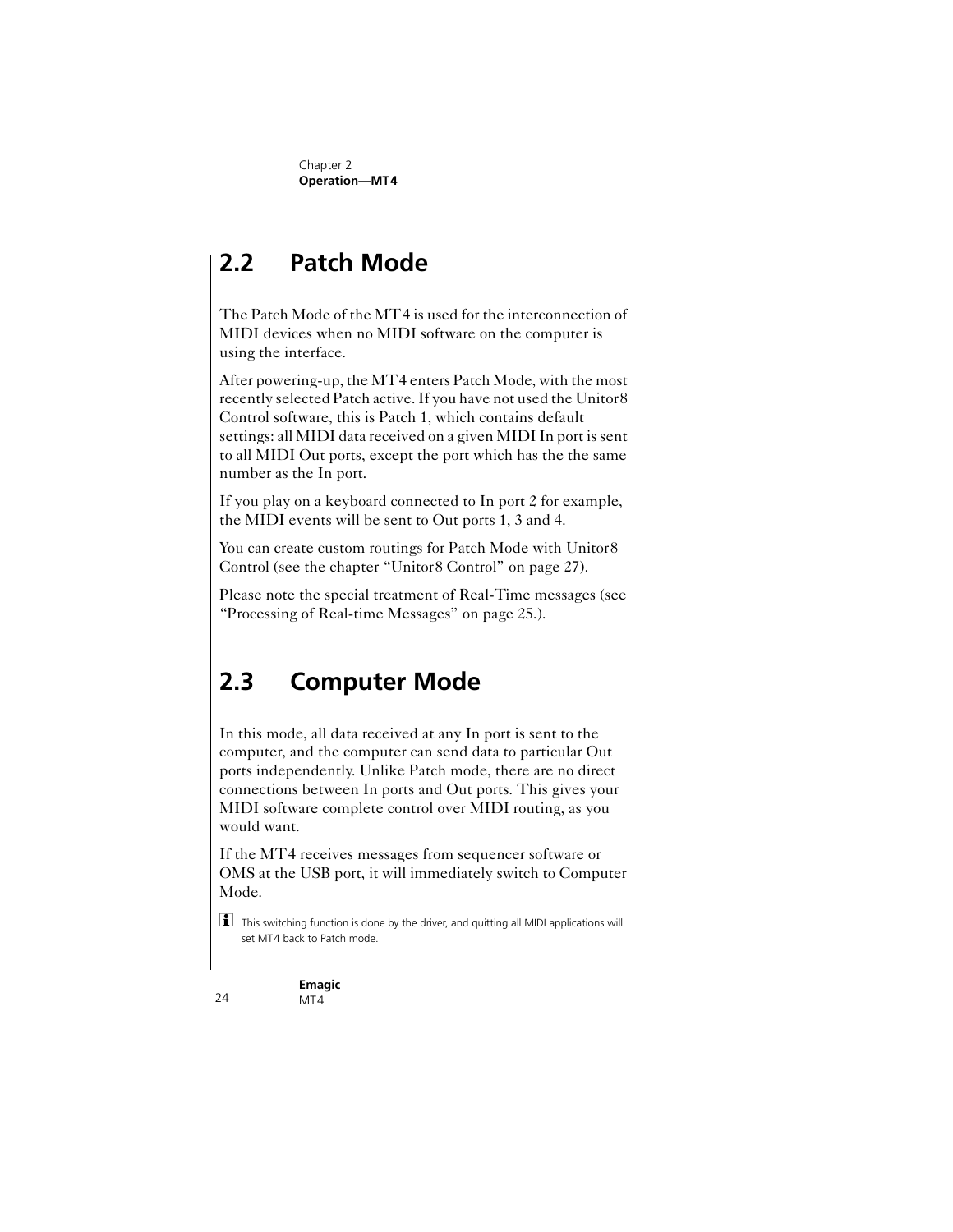## 2.2 Patch Mode

The Patch Mode of the MT4 is used for the interconnection of MIDI devices when no MIDI software on the computer is using the interface.

After powering-up, the MT4 enters Patch Mode, with the most recently selected Patch active. If you have not used the Unitor8 Control software, this is Patch 1, which contains default settings: all MIDI data received on a given MIDI In port is sent to all MIDI Out ports, except the port which has the the same number as the In port.

If you play on a keyboard connected to In port 2 for example, the MIDI events will be sent to Out ports 1, 3 and 4.

You can create custom routings for Patch Mode with Unitor8 Control (see the chapter "Unitor8 Control" on page 27).

Please note the special treatment of Real-Time messages (see "Processing of Real-time Messages" on page 25.).

## 2.3 Computer Mode

In this mode, all data received at any In port is sent to the computer, and the computer can send data to particular Out ports independently. Unlike Patch mode, there are no direct connections between In ports and Out ports. This gives your MIDI software complete control over MIDI routing, as you would want.

If the MT4 receives messages from sequencer software or OMS at the USB port, it will immediately switch to Computer Mode.

This switching function is done by the driver, and quitting all MIDI applications will set MT4 back to Patch mode.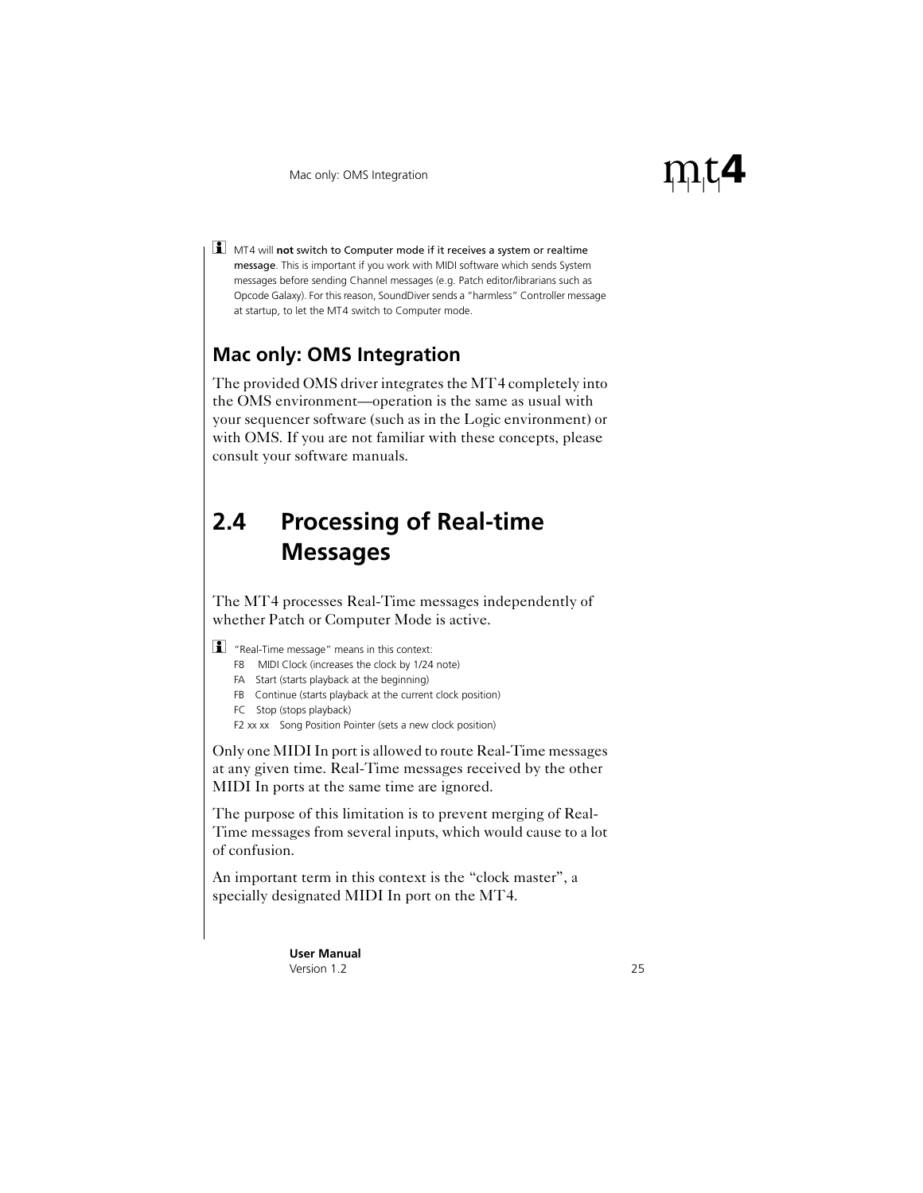MT4 will **not** switch to Computer mode if it receives a system or realtime message. This is important if you work with MIDI software which sends System messages before sending Channel messages (e.g. Patch editor/librarians such as Opcode Galaxy). For this reason, SoundDiver sends a "harmless" Controller message at startup, to let the MT4 switch to Computer mode.

## Mac only: OMS Integration

The provided OMS driver integrates the MT4 completely into the OMS environment—operation is the same as usual with your sequencer software (such as in the Logic environment) or with OMS. If you are not familiar with these concepts, please consult your software manuals.

# 2.4 Processing of Real-time Messages

The MT4 processes Real-Time messages independently of whether Patch or Computer Mode is active.

"Real-Time message" means in this context:

- F8 MIDI Clock (increases the clock by 1/24 note)
- FA Start (starts playback at the beginning)
- FB Continue (starts playback at the current clock position)
- FC Stop (stops playback)
- F2 xx xx Song Position Pointer (sets a new clock position)

Only one MIDI In port is allowed to route Real-Time messages at any given time. Real-Time messages received by the other MIDI In ports at the same time are ignored.

The purpose of this limitation is to prevent merging of Real-Time messages from several inputs, which would cause to a lot of confusion.

An important term in this context is the "clock master", a specially designated MIDI In port on the MT4.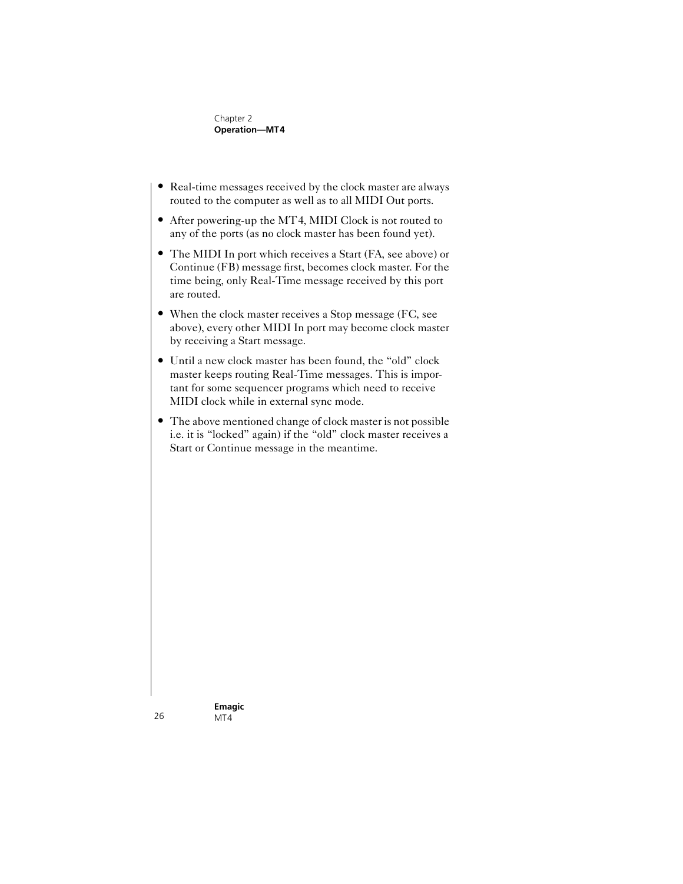- Real-time messages received by the clock master are always routed to the computer as well as to all MIDI Out ports.
- After powering-up the MT4, MIDI Clock is not routed to any of the ports (as no clock master has been found yet).
- The MIDI In port which receives a Start (FA, see above) or Continue (FB) message first, becomes clock master. For the time being, only Real-Time message received by this port are routed.
- When the clock master receives a Stop message (FC, see above), every other MIDI In port may become clock master by receiving a Start message.
- Until a new clock master has been found, the "old" clock master keeps routing Real-Time messages. This is important for some sequencer programs which need to receive MIDI clock while in external sync mode.
- The above mentioned change of clock master is not possible i.e. it is "locked" again) if the "old" clock master receives a Start or Continue message in the meantime.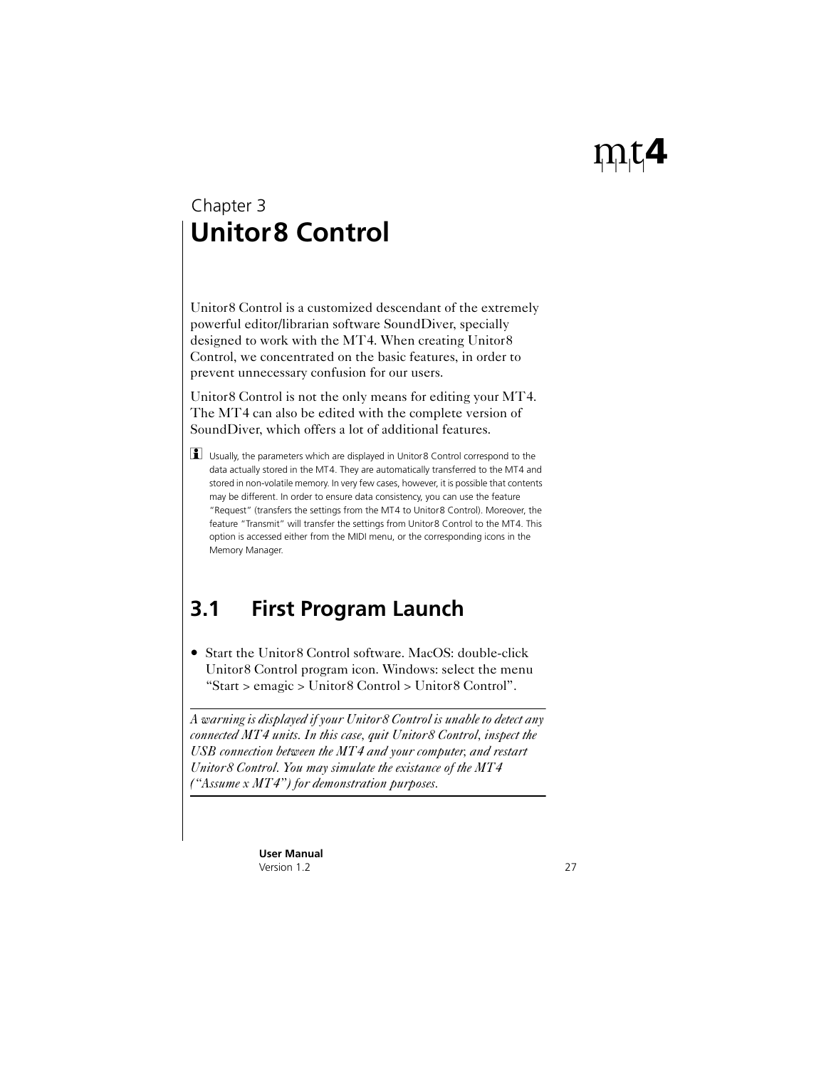Chapter 3

# Unitor8 Control

Unitor8 Control is a customized descendant of the extremely powerful editor/librarian software SoundDiver, specially designed to work with the MT4. When creating Unitor8 Control, we concentrated on the basic features, in order to prevent unnecessary confusion for our users.

Unitor8 Control is not the only means for editing your MT4. The MT4 can also be edited with the complete version of SoundDiver, which offers a lot of additional features.

Usually, the parameters which are displayed in Unitor8 Control correspond to the data actually stored in the MT4. They are automatically transferred to the MT4 and stored in non-volatile memory. In very few cases, however, it is possible that contents may be different. In order to ensure data consistency, you can use the feature "Request" (transfers the settings from the MT4 to Unitor8 Control). Moreover, the feature "Transmit" will transfer the settings from Unitor8 Control to the MT4. This option is accessed either from the MIDI menu, or the corresponding icons in the Memory Manager.

## 3.1 First Program Launch

- Start the Unitor8 Control software. MacOS: double-click Unitor8 Control program icon. Windows: select the menu "Start > emagic > Unitor8 Control > Unitor8 Control".

*A warning is displayed if your Unitor8 Control is unable to detect any connected MT4 units. In this case, quit Unitor8 Control, inspect the USB connection between the MT4 and your computer, and restart Unitor8 Control. You may simulate the existance of the MT4 ("Assume x MT4") for demonstration purposes.*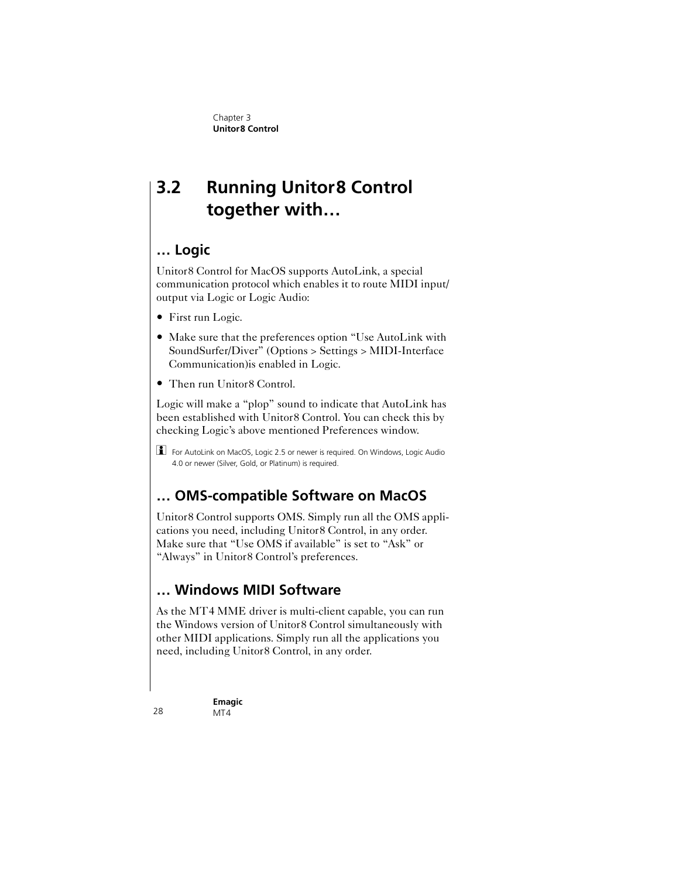## 3.2 Running Unitor8 Control together with…

### … Logic

Unitor8 Control for MacOS supports AutoLink, a special communication protocol which enables it to route MIDI input/output via Logic or Logic Audio:

- First run Logic.
- Make sure that the preferences option "Use AutoLink with SoundSurfer/Diver" (Options > Settings > MIDI-Interface Communication)is enabled in Logic.
- Then run Unitor8 Control.

Logic will make a "plop" sound to indicate that AutoLink has been established with Unitor8 Control. You can check this by checking Logic's above mentioned Preferences window.

For AutoLink on MacOS, Logic 2.5 or newer is required. On Windows, Logic Audio 4.0 or newer (Silver, Gold, or Platinum) is required.

### … OMS-compatible Software on MacOS

Unitor8 Control supports OMS. Simply run all the OMS applications you need, including Unitor8 Control, in any order. Make sure that "Use OMS if available" is set to "Ask" or "Always" in Unitor8 Control's preferences.

### … Windows MIDI Software

As the MT4 MME driver is multi-client capable, you can run the Windows version of Unitor8 Control simultaneously with other MIDI applications. Simply run all the applications you need, including Unitor8 Control, in any order.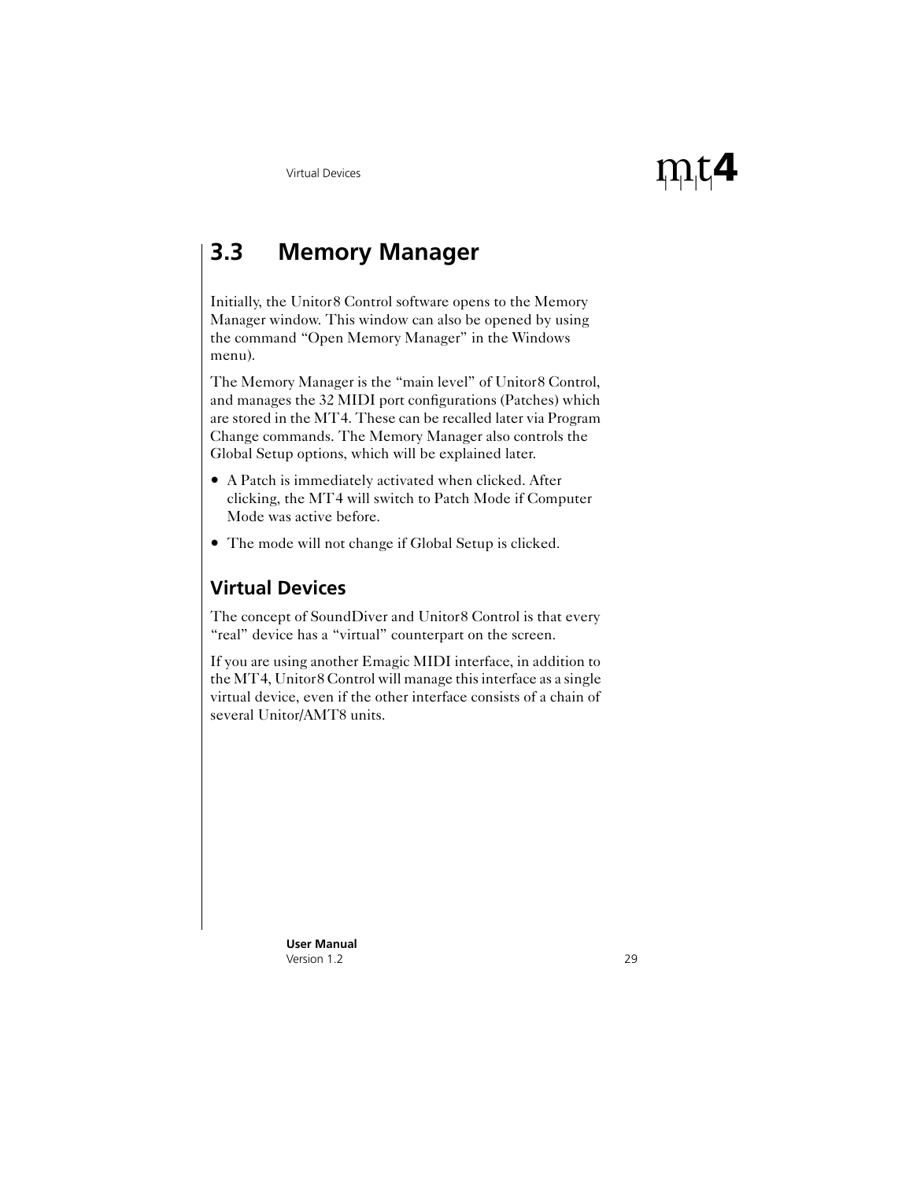## 3.3 Memory Manager

Initially, the Unitor8 Control software opens to the Memory Manager window. This window can also be opened by using the command “Open Memory Manager” in the Windows menu).

The Memory Manager is the “main level” of Unitor8 Control, and manages the 32 MIDI port configurations (Patches) which are stored in the MT4. These can be recalled later via Program Change commands. The Memory Manager also controls the Global Setup options, which will be explained later.

- A Patch is immediately activated when clicked. After clicking, the MT4 will switch to Patch Mode if Computer Mode was active before.
- The mode will not change if Global Setup is clicked.

### Virtual Devices

The concept of SoundDiver and Unitor8 Control is that every “real” device has a “virtual” counterpart on the screen.

If you are using another Emagic MIDI interface, in addition to the MT4, Unitor8 Control will manage this interface as a single virtual device, even if the other interface consists of a chain of several Unitor/AMT8 units.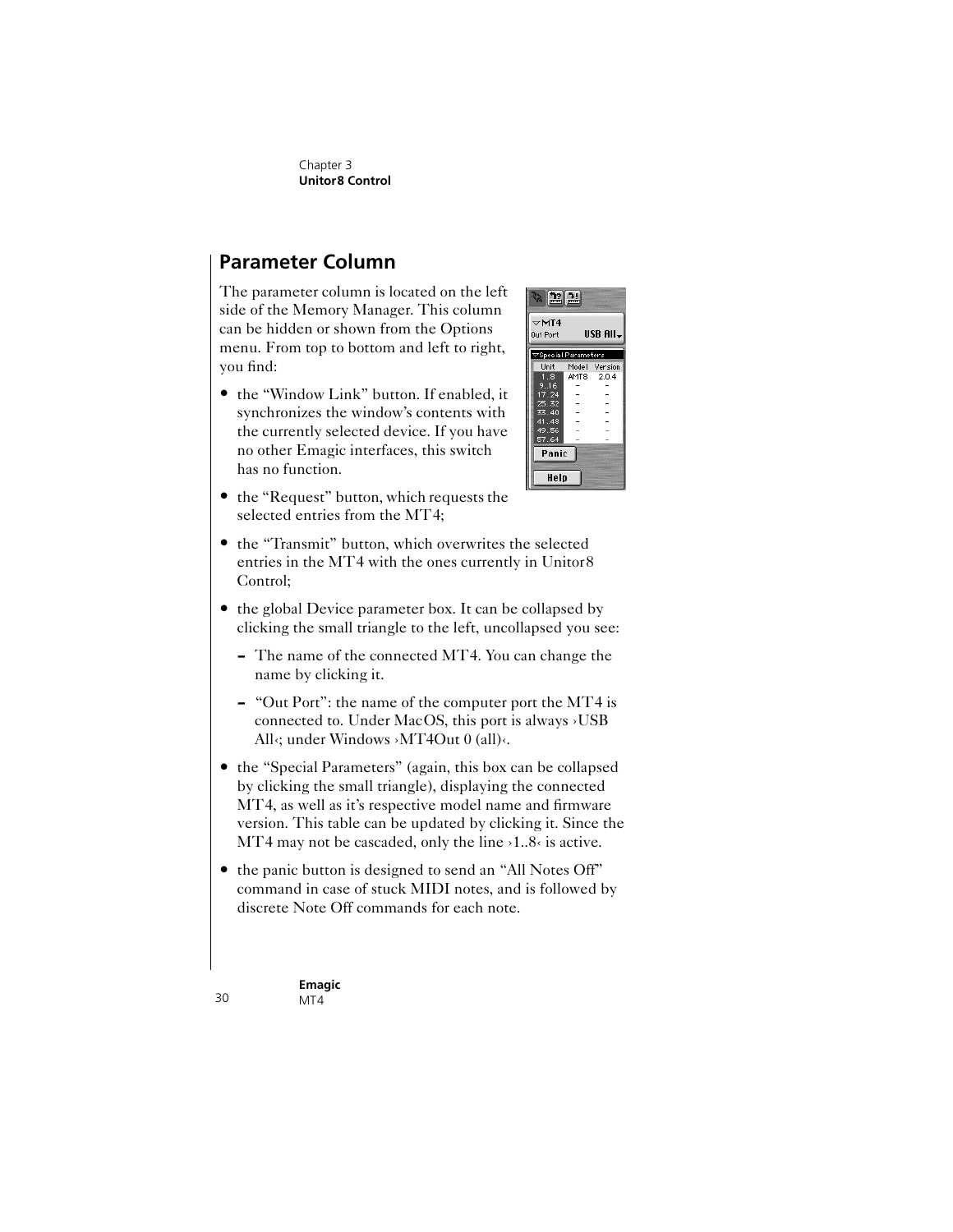## Parameter Column

The parameter column is located on the left side of the Memory Manager. This column can be hidden or shown from the Options menu. From top to bottom and left to right, you find:

- the "Window Link" button. If enabled, it synchronizes the window's contents with the currently selected device. If you have no other Emagic interfaces, this switch has no function.
- the "Request" button, which requests the selected entries from the MT4;
- the "Transmit" button, which overwrites the selected entries in the MT4 with the ones currently in Unitor8 Control;
- the global Device parameter box. It can be collapsed by clicking the small triangle to the left, uncollapsed you see:
  - The name of the connected MT4. You can change the name by clicking it.
  - "Out Port": the name of the computer port the MT4 is connected to. Under MacOS, this port is always ›USB All‹; under Windows ›MT4Out 0 (all)‹.
- the "Special Parameters" (again, this box can be collapsed by clicking the small triangle), displaying the connected MT4, as well as it's respective model name and firmware version. This table can be updated by clicking it. Since the MT4 may not be cascaded, only the line ›1..8‹ is active.
- the panic button is designed to send an "All Notes Off" command in case of stuck MIDI notes, and is followed by discrete Note Off commands for each note.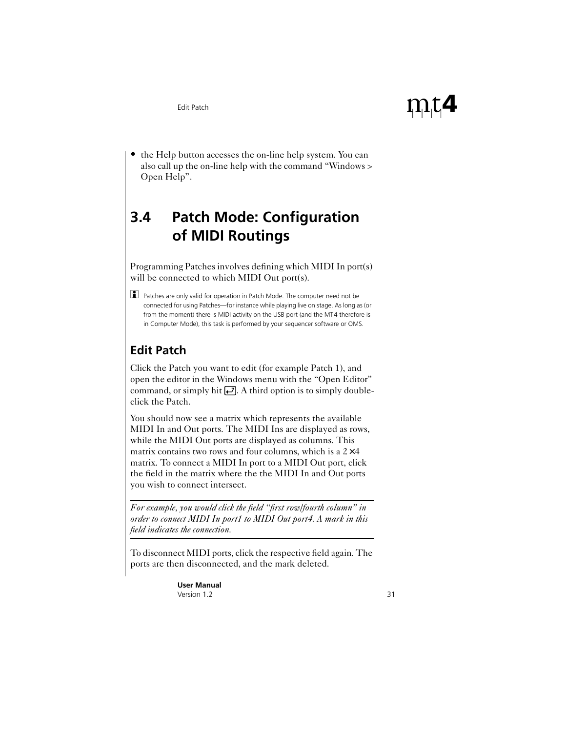- the Help button accesses the on-line help system. You can also call up the on-line help with the command “Windows > Open Help”.

## 3.4 Patch Mode: Configuration of MIDI Routings

Programming Patches involves defining which MIDI In port(s) will be connected to which MIDI Out port(s).

Patches are only valid for operation in Patch Mode. The computer need not be connected for using Patches—for instance while playing live on stage. As long as (or from the moment) there is MIDI activity on the USB port (and the MT4 therefore is in Computer Mode), this task is performed by your sequencer software or OMS.

### Edit Patch

Click the Patch you want to edit (for example Patch 1), and open the editor in the Windows menu with the “Open Editor” command, or simply hit ↵. A third option is to simply double-click the Patch.

You should now see a matrix which represents the available MIDI In and Out ports. The MIDI Ins are displayed as rows, while the MIDI Out ports are displayed as columns. This matrix contains two rows and four columns, which is a 2 × 4 matrix. To connect a MIDI In port to a MIDI Out port, click the field in the matrix where the the MIDI In and Out ports you wish to connect intersect.

---

*For example, you would click the field “first row/fourth column” in order to connect MIDI In port1 to MIDI Out port4. A mark in this field indicates the connection.*

---

To disconnect MIDI ports, click the respective field again. The ports are then disconnected, and the mark deleted.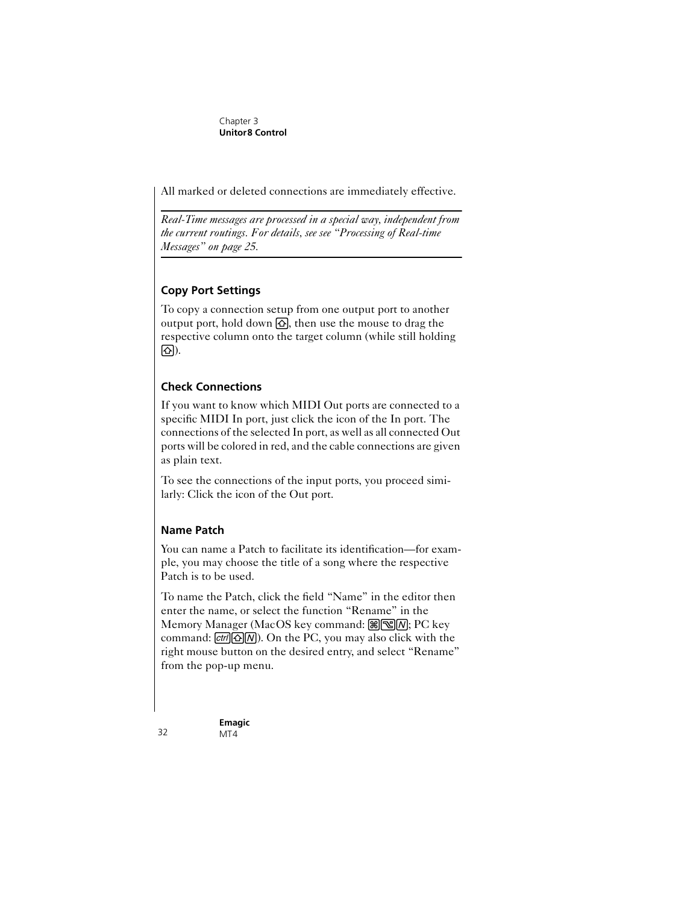All marked or deleted connections are immediately effective.

---

*Real-Time messages are processed in a special way, independent from the current routings. For details, see see "Processing of Real-time Messages" on page 25.*

---

### Copy Port Settings

To copy a connection setup from one output port to another output port, hold down ⇧, then use the mouse to drag the respective column onto the target column (while still holding ⇧).

### Check Connections

If you want to know which MIDI Out ports are connected to a specific MIDI In port, just click the icon of the In port. The connections of the selected In port, as well as all connected Out ports will be colored in red, and the cable connections are given as plain text.

To see the connections of the input ports, you proceed similarly: Click the icon of the Out port.

### Name Patch

You can name a Patch to facilitate its identification—for example, you may choose the title of a song where the respective Patch is to be used.

To name the Patch, click the field "Name" in the editor then enter the name, or select the function "Rename" in the Memory Manager (MacOS key command: ⌘⌥N; PC key command: ctrl⇧N). On the PC, you may also click with the right mouse button on the desired entry, and select "Rename" from the pop-up menu.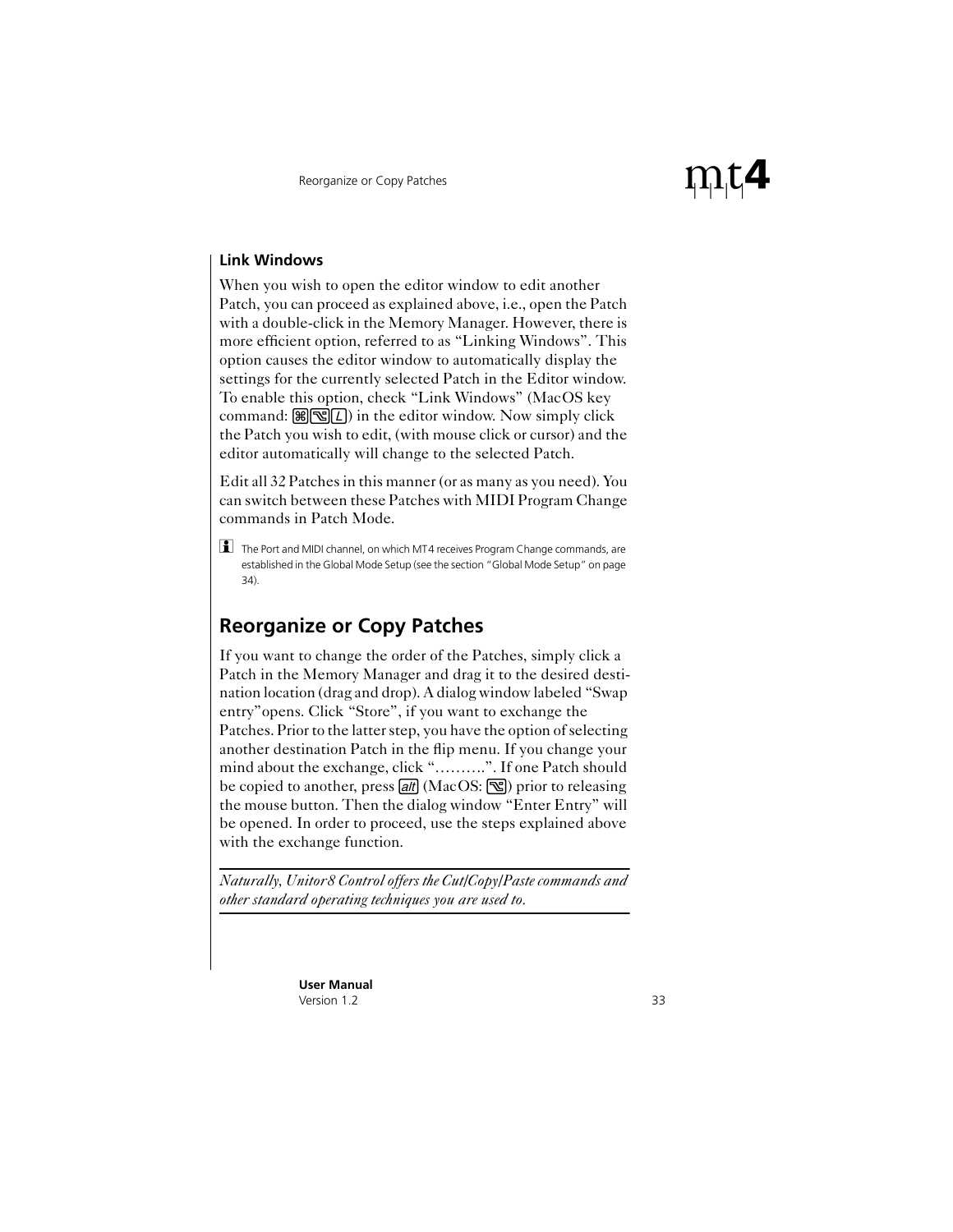### Link Windows

When you wish to open the editor window to edit another Patch, you can proceed as explained above, i.e., open the Patch with a double-click in the Memory Manager. However, there is more efficient option, referred to as “Linking Windows”. This option causes the editor window to automatically display the settings for the currently selected Patch in the Editor window. To enable this option, check “Link Windows” (MacOS key command: ⌘⌥L) in the editor window. Now simply click the Patch you wish to edit, (with mouse click or cursor) and the editor automatically will change to the selected Patch.

Edit all 32 Patches in this manner (or as many as you need). You can switch between these Patches with MIDI Program Change commands in Patch Mode.

The Port and MIDI channel, on which MT4 receives Program Change commands, are established in the Global Mode Setup (see the section “Global Mode Setup” on page 34).

## Reorganize or Copy Patches

If you want to change the order of the Patches, simply click a Patch in the Memory Manager and drag it to the desired destination location (drag and drop). A dialog window labeled “Swap entry”opens. Click “Store”, if you want to exchange the Patches. Prior to the latter step, you have the option of selecting another destination Patch in the flip menu. If you change your mind about the exchange, click “……….”. If one Patch should be copied to another, press alt (MacOS: ⌥) prior to releasing the mouse button. Then the dialog window “Enter Entry” will be opened. In order to proceed, use the steps explained above with the exchange function.

*Naturally, Unitor8 Control offers the Cut/Copy/Paste commands and other standard operating techniques you are used to.*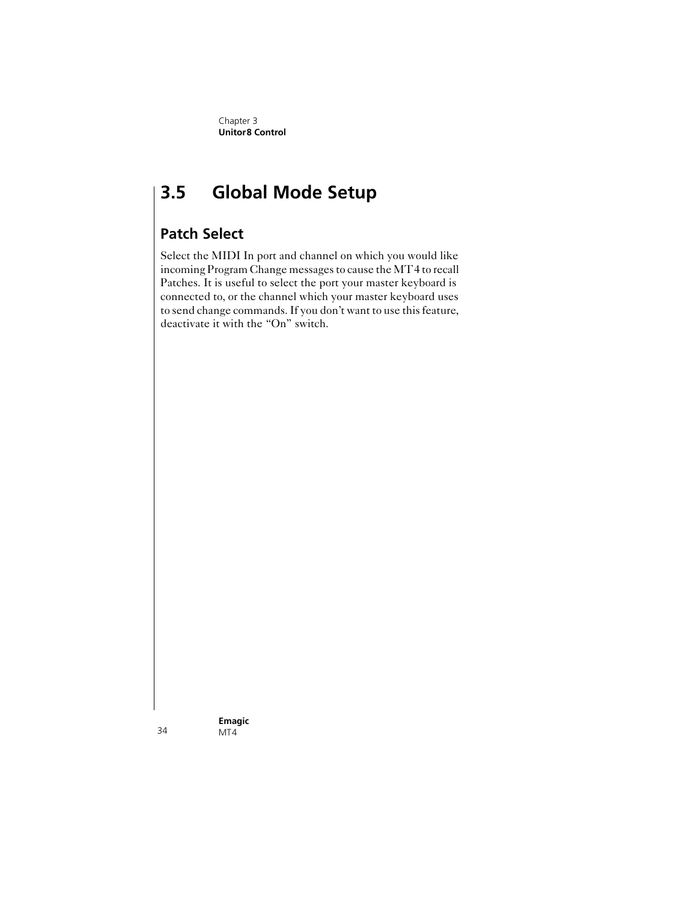## 3.5 Global Mode Setup

### Patch Select

Select the MIDI In port and channel on which you would like incoming Program Change messages to cause the MT4 to recall Patches. It is useful to select the port your master keyboard is connected to, or the channel which your master keyboard uses to send change commands. If you don’t want to use this feature, deactivate it with the “On” switch.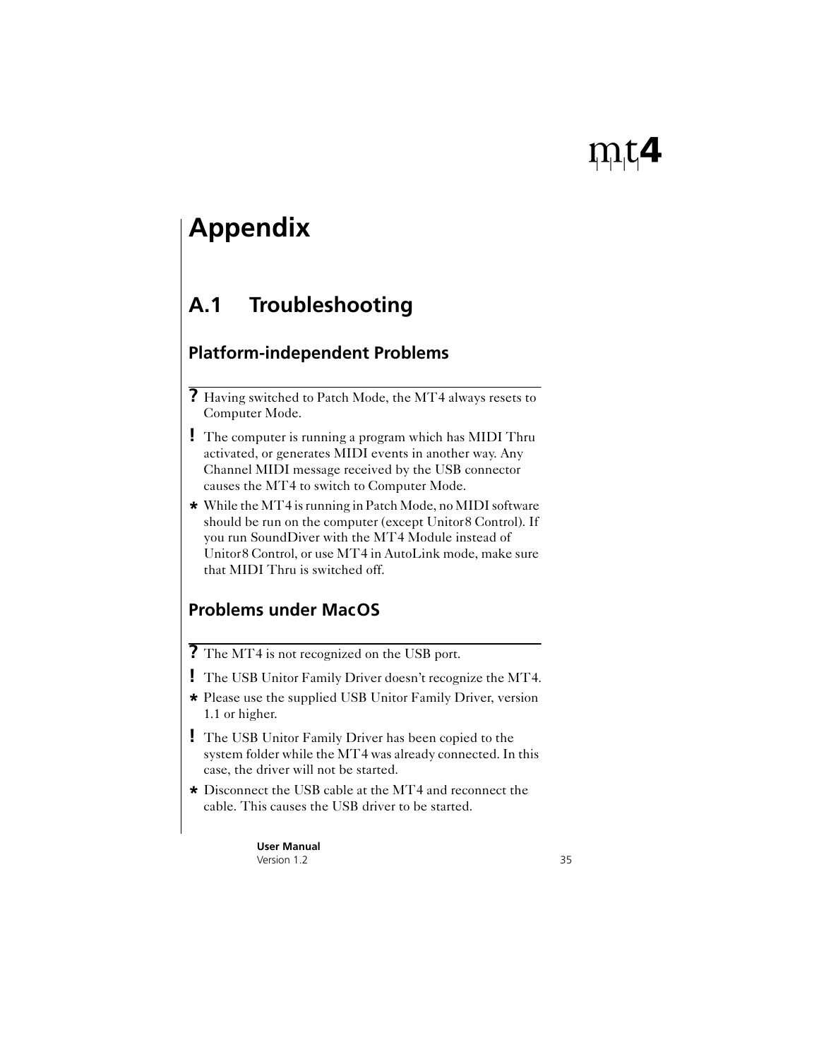# Appendix

## A.1 Troubleshooting

### Platform-independent Problems

**?** Having switched to Patch Mode, the MT4 always resets to Computer Mode.

**!** The computer is running a program which has MIDI Thru activated, or generates MIDI events in another way. Any Channel MIDI message received by the USB connector causes the MT4 to switch to Computer Mode.

**\*** While the MT4 is running in Patch Mode, no MIDI software should be run on the computer (except Unitor8 Control). If you run SoundDiver with the MT4 Module instead of Unitor8 Control, or use MT4 in AutoLink mode, make sure that MIDI Thru is switched off.

### Problems under MacOS

**?** The MT4 is not recognized on the USB port.

**!** The USB Unitor Family Driver doesn't recognize the MT4.

**\*** Please use the supplied USB Unitor Family Driver, version 1.1 or higher.

**!** The USB Unitor Family Driver has been copied to the system folder while the MT4 was already connected. In this case, the driver will not be started.

**\*** Disconnect the USB cable at the MT4 and reconnect the cable. This causes the USB driver to be started.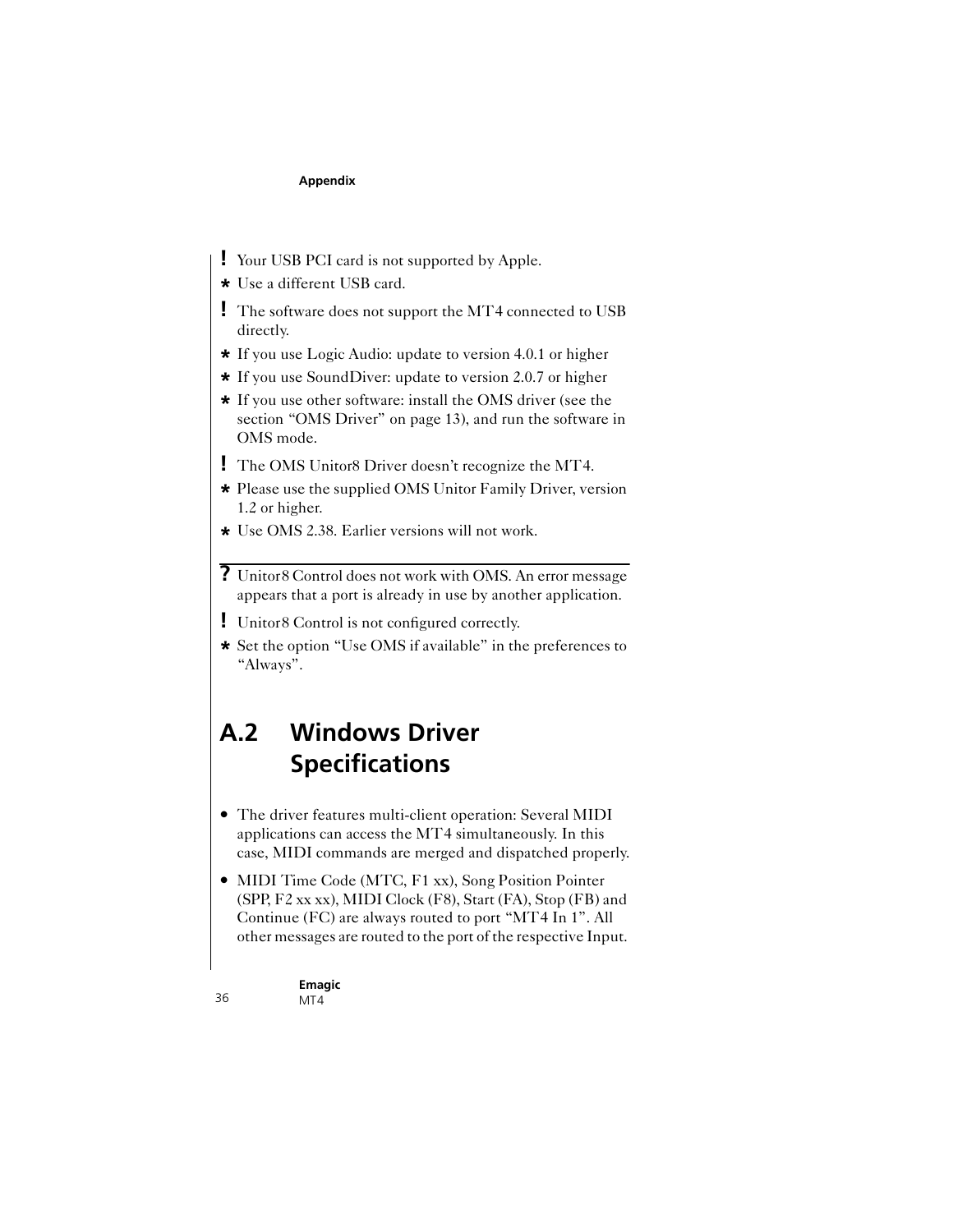! Your USB PCI card is not supported by Apple.

* Use a different USB card.

! The software does not support the MT4 connected to USB directly.

* If you use Logic Audio: update to version 4.0.1 or higher
* If you use SoundDiver: update to version 2.0.7 or higher
* If you use other software: install the OMS driver (see the section “OMS Driver” on page 13), and run the software in OMS mode.

! The OMS Unitor8 Driver doesn’t recognize the MT4.

* Please use the supplied OMS Unitor Family Driver, version 1.2 or higher.
* Use OMS 2.38. Earlier versions will not work.

---

? Unitor8 Control does not work with OMS. An error message appears that a port is already in use by another application.

! Unitor8 Control is not configured correctly.

* Set the option “Use OMS if available” in the preferences to “Always”.

## A.2 Windows Driver Specifications

- The driver features multi-client operation: Several MIDI applications can access the MT4 simultaneously. In this case, MIDI commands are merged and dispatched properly.
- MIDI Time Code (MTC, F1 xx), Song Position Pointer (SPP, F2 xx xx), MIDI Clock (F8), Start (FA), Stop (FB) and Continue (FC) are always routed to port “MT4 In 1”. All other messages are routed to the port of the respective Input.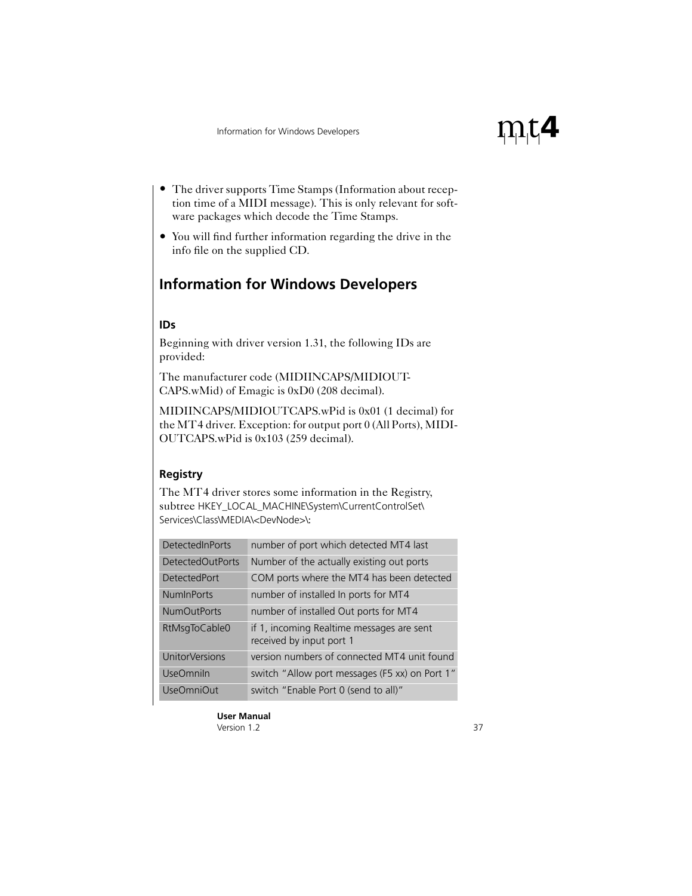- The driver supports Time Stamps (Information about reception time of a MIDI message). This is only relevant for software packages which decode the Time Stamps.
- You will find further information regarding the drive in the info file on the supplied CD.

## Information for Windows Developers

### IDs

Beginning with driver version 1.31, the following IDs are provided:

The manufacturer code (MIDIINCAPS/MIDIOUTCAPS.wMid) of Emagic is 0xD0 (208 decimal).

MIDIINCAPS/MIDIOUTCAPS.wPid is 0x01 (1 decimal) for the MT4 driver. Exception: for output port 0 (All Ports), MIDIOUTCAPS.wPid is 0x103 (259 decimal).

### Registry

The MT4 driver stores some information in the Registry, subtree HKEY_LOCAL_MACHINE\System\CurrentControlSet\Services\Class\MEDIA\<DevNode>\:

| | |
|---|---|
| DetectedInPorts | number of port which detected MT4 last |
| DetectedOutPorts | Number of the actually existing out ports |
| DetectedPort | COM ports where the MT4 has been detected |
| NumInPorts | number of installed In ports for MT4 |
| NumOutPorts | number of installed Out ports for MT4 |
| RtMsgToCable0 | if 1, incoming Realtime messages are sent received by input port 1 |
| UnitorVersions | version numbers of connected MT4 unit found |
| UseOmniIn | switch “Allow port messages (F5 xx) on Port 1” |
| UseOmniOut | switch “Enable Port 0 (send to all)” |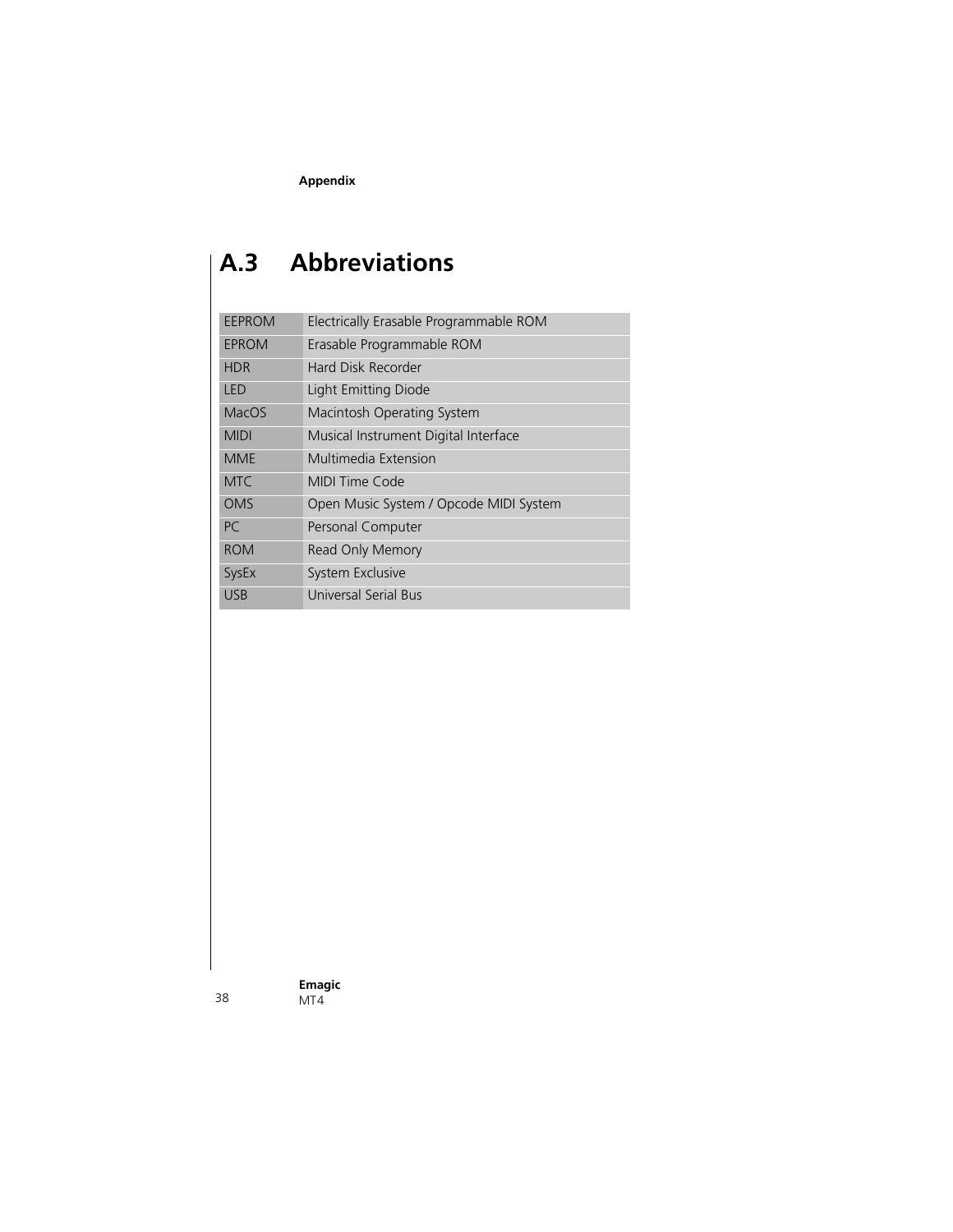## A.3 Abbreviations

| | |
|---|---|
| EEPROM | Electrically Erasable Programmable ROM |
| EPROM | Erasable Programmable ROM |
| HDR | Hard Disk Recorder |
| LED | Light Emitting Diode |
| MacOS | Macintosh Operating System |
| MIDI | Musical Instrument Digital Interface |
| MME | Multimedia Extension |
| MTC | MIDI Time Code |
| OMS | Open Music System / Opcode MIDI System |
| PC | Personal Computer |
| ROM | Read Only Memory |
| SysEx | System Exclusive |
| USB | Universal Serial Bus |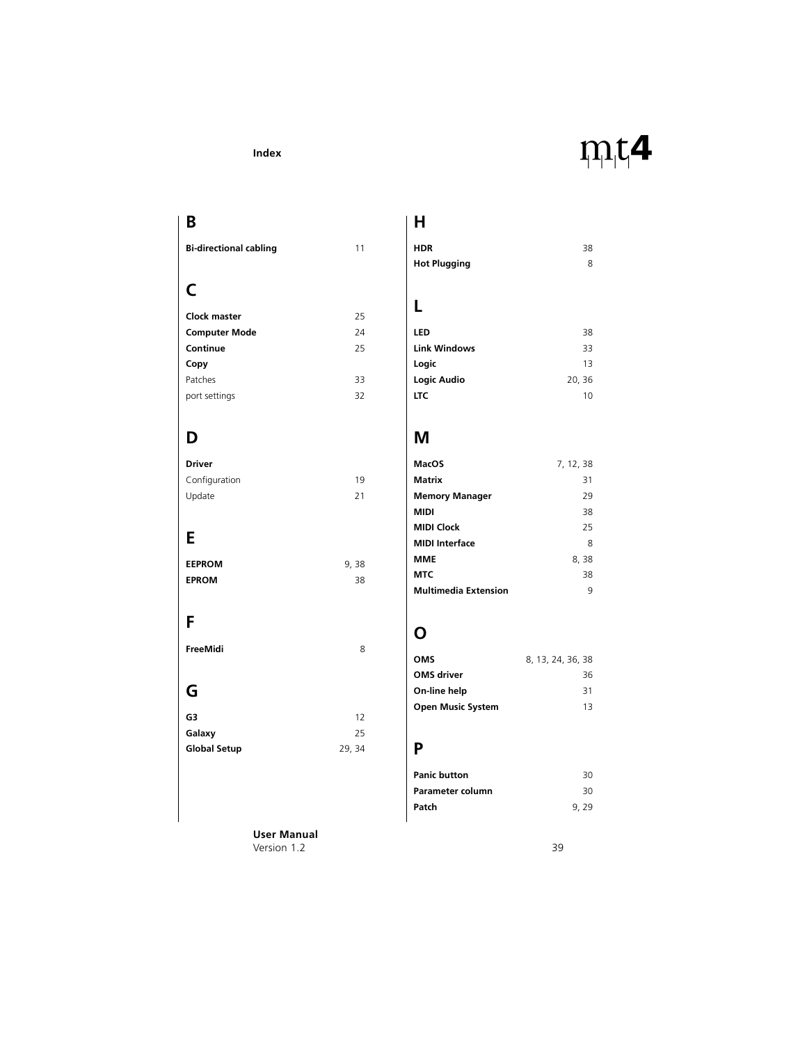## B

**Bi-directional cabling** 11

## C

**Clock master** 25
**Computer Mode** 24
**Continue** 25
**Copy**
Patches 33
port settings 32

## D

**Driver**
Configuration 19
Update 21

## E

**EEPROM** 9, 38
**EPROM** 38

## F

**FreeMidi** 8

## G

**G3** 12
**Galaxy** 25
**Global Setup** 29, 34

## H

**HDR** 38
**Hot Plugging** 8

## L

**LED** 38
**Link Windows** 33
**Logic** 13
**Logic Audio** 20, 36
**LTC** 10

## M

**MacOS** 7, 12, 38
**Matrix** 31
**Memory Manager** 29
**MIDI** 38
**MIDI Clock** 25
**MIDI Interface** 8
**MME** 8, 38
**MTC** 38
**Multimedia Extension** 9

## O

**OMS** 8, 13, 24, 36, 38
**OMS driver** 36
**On-line help** 31
**Open Music System** 13

## P

**Panic button** 30
**Parameter column** 30
**Patch** 9, 29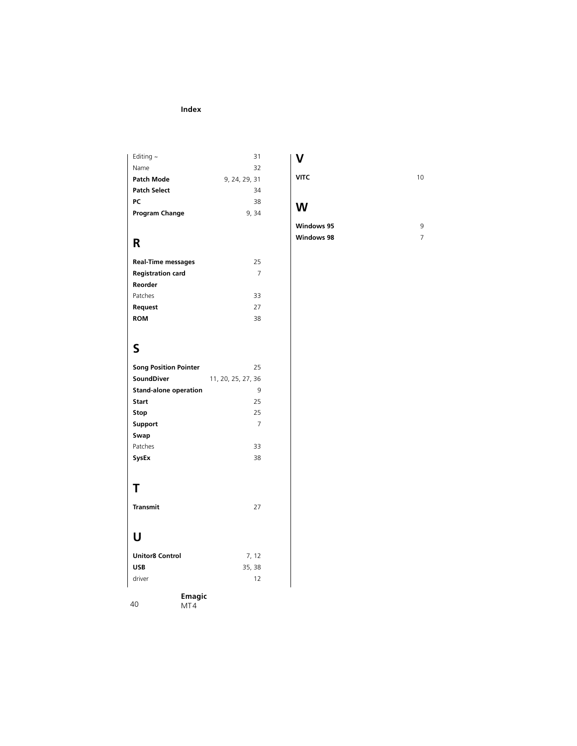Editing ~ 31
Name 32
**Patch Mode** 9, 24, 29, 31
**Patch Select** 34
**PC** 38
**Program Change** 9, 34

## R

**Real-Time messages** 25
**Registration card** 7
**Reorder**
Patches 33
**Request** 27
**ROM** 38

## S

**Song Position Pointer** 25
**SoundDiver** 11, 20, 25, 27, 36
**Stand-alone operation** 9
**Start** 25
**Stop** 25
**Support** 7
**Swap**
Patches 33
**SysEx** 38

## T

**Transmit** 27

## U

**Unitor8 Control** 7, 12
**USB** 35, 38
driver 12

## V

**VITC** 10

## W

**Windows 95** 9
**Windows 98** 7